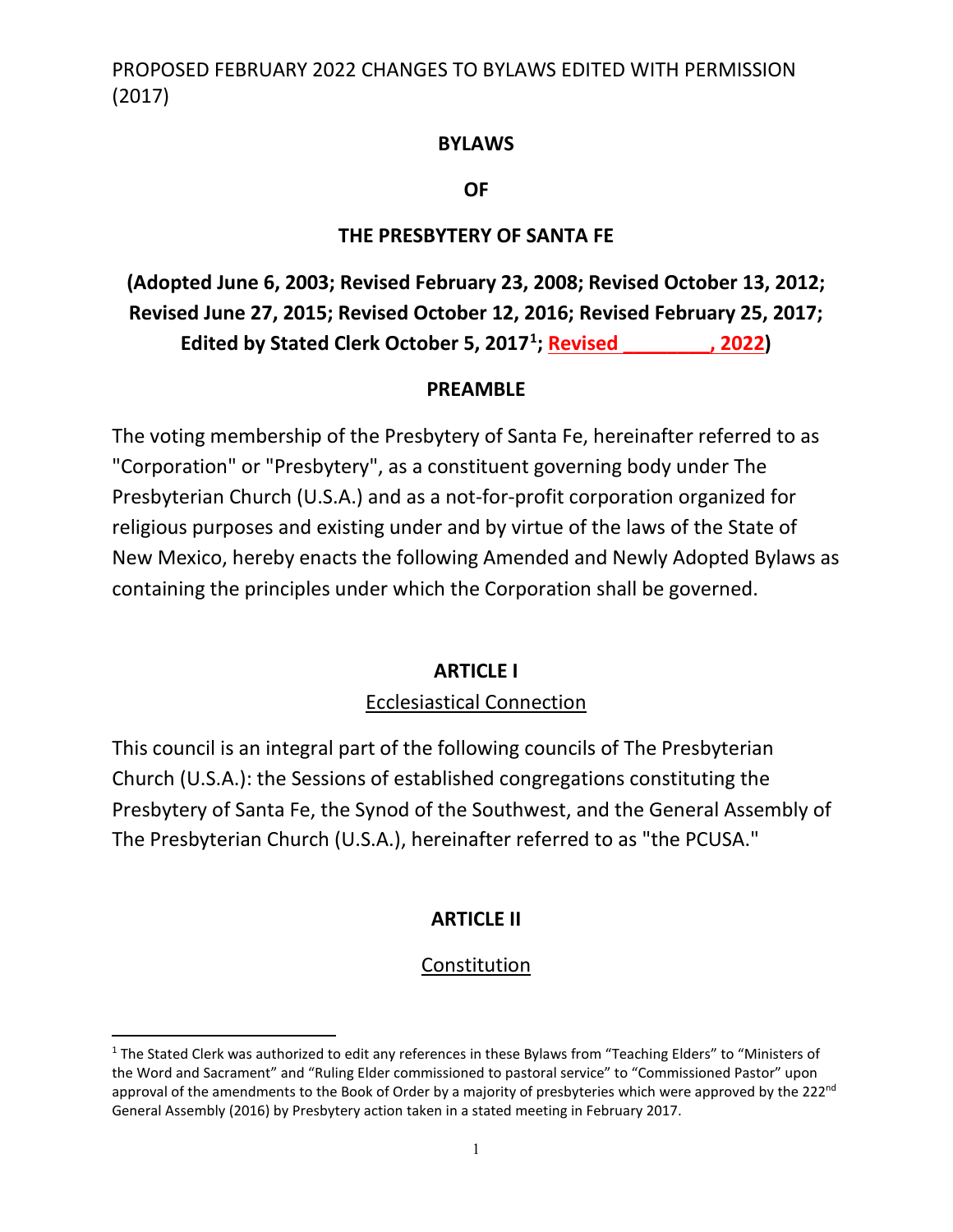PROPOSED FEBRUARY 2022 CHANGES TO BYLAWS EDITED WITH PERMISSION (2017)

# BYLAWS

# OF

# THE PRESBYTERY OF SANTA FE

**(Adopted June 6, 2003; Revised February 23, 2008; Revised October 13, 2012; Revised June 27, 2015; Revised October 12, 2016; Revised February 25, 2017; Edited by Stated Clerk October 5, 2017[1]; Revised ________, 2022)**

## PREAMBLE

The voting membership of the Presbytery of Santa Fe, hereinafter referred to as "Corporation" or "Presbytery", as a constituent governing body under The Presbyterian Church (U.S.A.) and as a not-for-profit corporation organized for religious purposes and existing under and by virtue of the laws of the State of New Mexico, hereby enacts the following Amended and Newly Adopted Bylaws as containing the principles under which the Corporation shall be governed.

## ARTICLE I

### Ecclesiastical Connection

This council is an integral part of the following councils of The Presbyterian Church (U.S.A.): the Sessions of established congregations constituting the Presbytery of Santa Fe, the Synod of the Southwest, and the General Assembly of The Presbyterian Church (U.S.A.), hereinafter referred to as "the PCUSA."

## ARTICLE II

### Constitution

[1] The Stated Clerk was authorized to edit any references in these Bylaws from "Teaching Elders" to "Ministers of the Word and Sacrament" and "Ruling Elder commissioned to pastoral service" to "Commissioned Pastor" upon approval of the amendments to the Book of Order by a majority of presbyteries which were approved by the 222nd General Assembly (2016) by Presbytery action taken in a stated meeting in February 2017.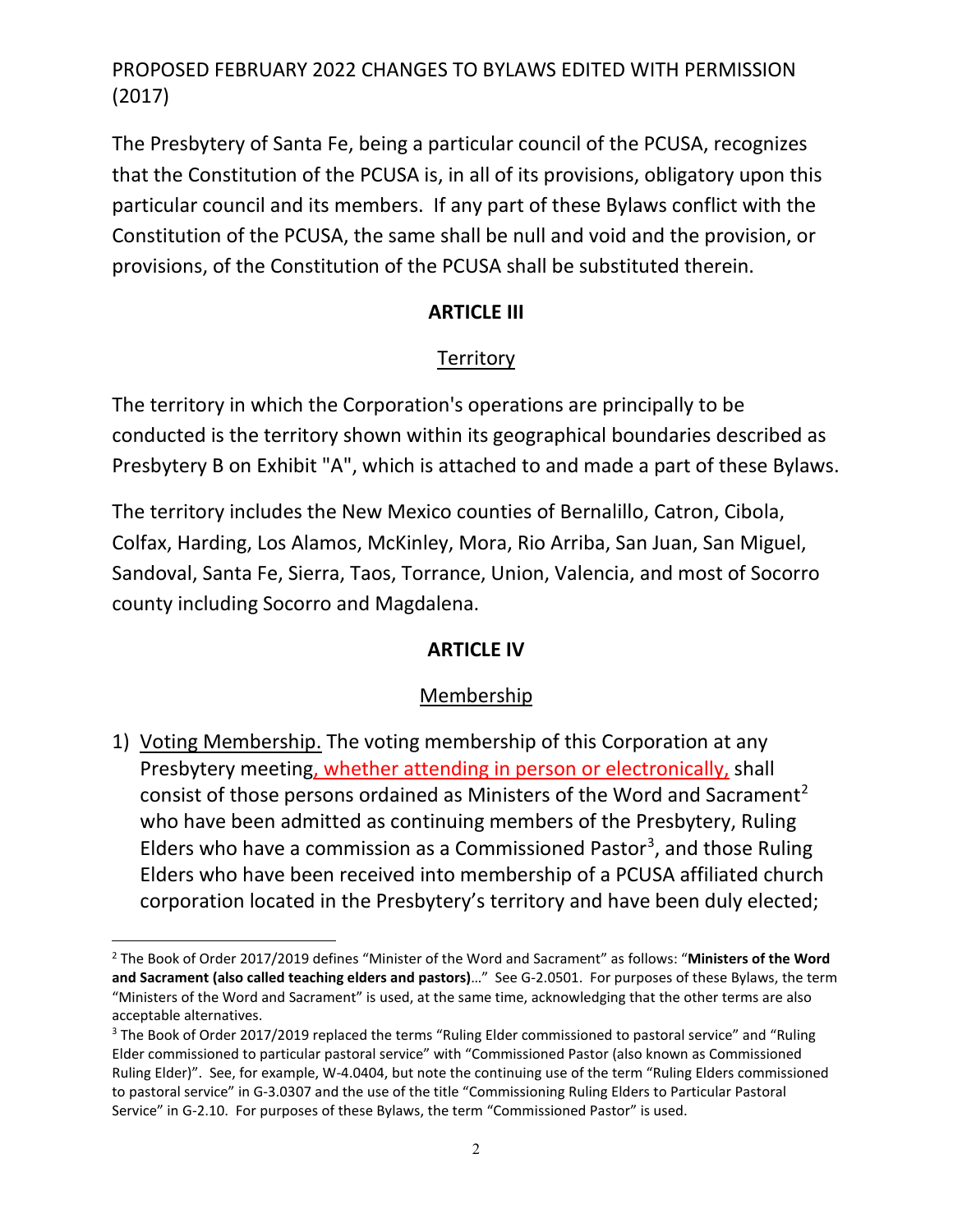PROPOSED FEBRUARY 2022 CHANGES TO BYLAWS EDITED WITH PERMISSION (2017)

The Presbytery of Santa Fe, being a particular council of the PCUSA, recognizes that the Constitution of the PCUSA is, in all of its provisions, obligatory upon this particular council and its members. If any part of these Bylaws conflict with the Constitution of the PCUSA, the same shall be null and void and the provision, or provisions, of the Constitution of the PCUSA shall be substituted therein.

## ARTICLE III

### Territory

The territory in which the Corporation's operations are principally to be conducted is the territory shown within its geographical boundaries described as Presbytery B on Exhibit "A", which is attached to and made a part of these Bylaws.

The territory includes the New Mexico counties of Bernalillo, Catron, Cibola, Colfax, Harding, Los Alamos, McKinley, Mora, Rio Arriba, San Juan, San Miguel, Sandoval, Santa Fe, Sierra, Taos, Torrance, Union, Valencia, and most of Socorro county including Socorro and Magdalena.

## ARTICLE IV

### Membership

1) Voting Membership. The voting membership of this Corporation at any Presbytery meeting, whether attending in person or electronically, shall consist of those persons ordained as Ministers of the Word and Sacrament[2] who have been admitted as continuing members of the Presbytery, Ruling Elders who have a commission as a Commissioned Pastor[3], and those Ruling Elders who have been received into membership of a PCUSA affiliated church corporation located in the Presbytery's territory and have been duly elected;

[2] The Book of Order 2017/2019 defines "Minister of the Word and Sacrament" as follows: "**Ministers of the Word and Sacrament (also called teaching elders and pastors)**…" See G-2.0501. For purposes of these Bylaws, the term "Ministers of the Word and Sacrament" is used, at the same time, acknowledging that the other terms are also acceptable alternatives.

[3] The Book of Order 2017/2019 replaced the terms "Ruling Elder commissioned to pastoral service" and "Ruling Elder commissioned to particular pastoral service" with "Commissioned Pastor (also known as Commissioned Ruling Elder)". See, for example, W-4.0404, but note the continuing use of the term "Ruling Elders commissioned to pastoral service" in G-3.0307 and the use of the title "Commissioning Ruling Elders to Particular Pastoral Service" in G-2.10. For purposes of these Bylaws, the term "Commissioned Pastor" is used.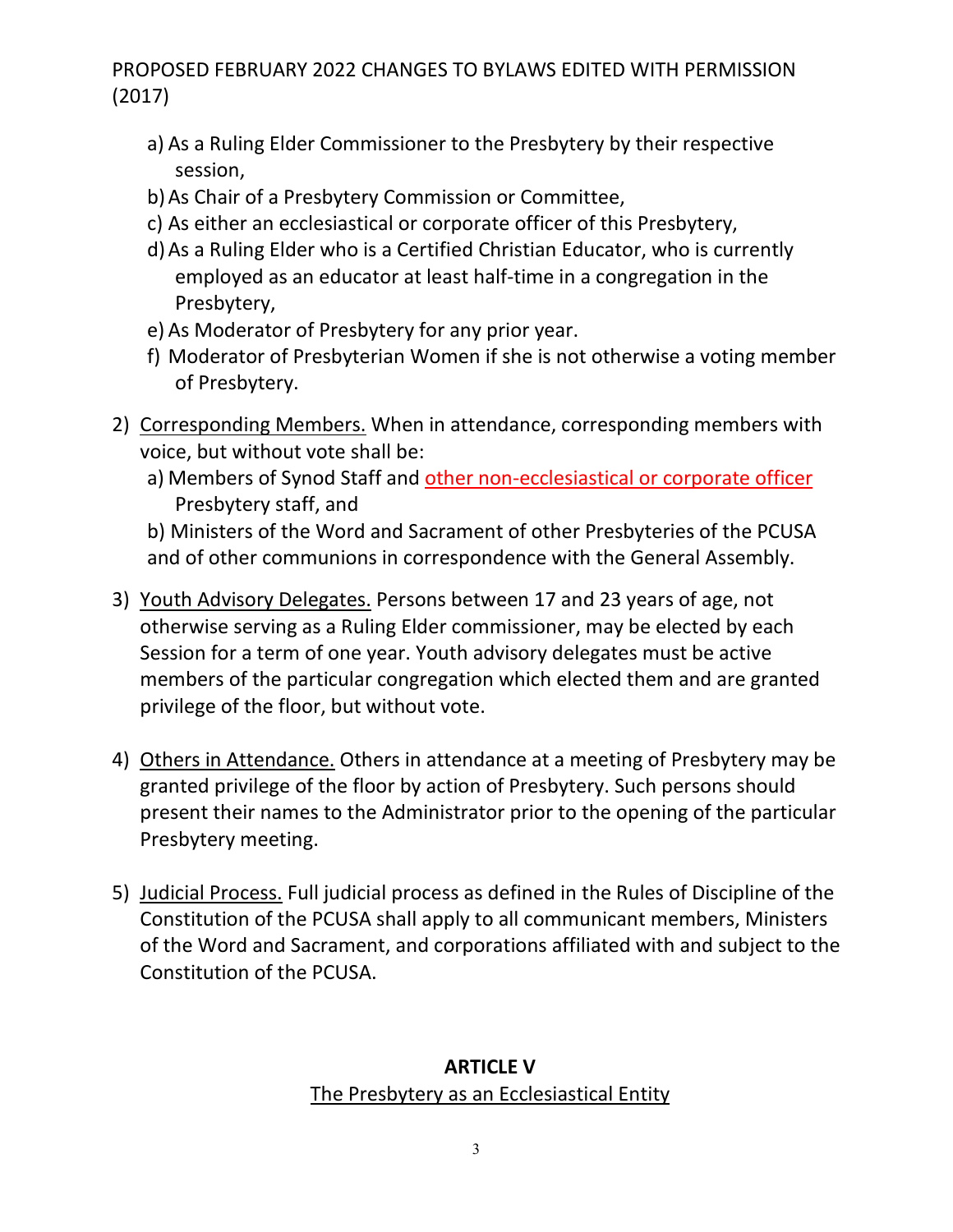a) As a Ruling Elder Commissioner to the Presbytery by their respective session,
b) As Chair of a Presbytery Commission or Committee,
c) As either an ecclesiastical or corporate officer of this Presbytery,
d) As a Ruling Elder who is a Certified Christian Educator, who is currently employed as an educator at least half-time in a congregation in the Presbytery,
e) As Moderator of Presbytery for any prior year.
f) Moderator of Presbyterian Women if she is not otherwise a voting member of Presbytery.

2) Corresponding Members. When in attendance, corresponding members with voice, but without vote shall be:
   a) Members of Synod Staff and other non-ecclesiastical or corporate officer Presbytery staff, and
   b) Ministers of the Word and Sacrament of other Presbyteries of the PCUSA and of other communions in correspondence with the General Assembly.

3) Youth Advisory Delegates. Persons between 17 and 23 years of age, not otherwise serving as a Ruling Elder commissioner, may be elected by each Session for a term of one year. Youth advisory delegates must be active members of the particular congregation which elected them and are granted privilege of the floor, but without vote.

4) Others in Attendance. Others in attendance at a meeting of Presbytery may be granted privilege of the floor by action of Presbytery. Such persons should present their names to the Administrator prior to the opening of the particular Presbytery meeting.

5) Judicial Process. Full judicial process as defined in the Rules of Discipline of the Constitution of the PCUSA shall apply to all communicant members, Ministers of the Word and Sacrament, and corporations affiliated with and subject to the Constitution of the PCUSA.

## ARTICLE V

The Presbytery as an Ecclesiastical Entity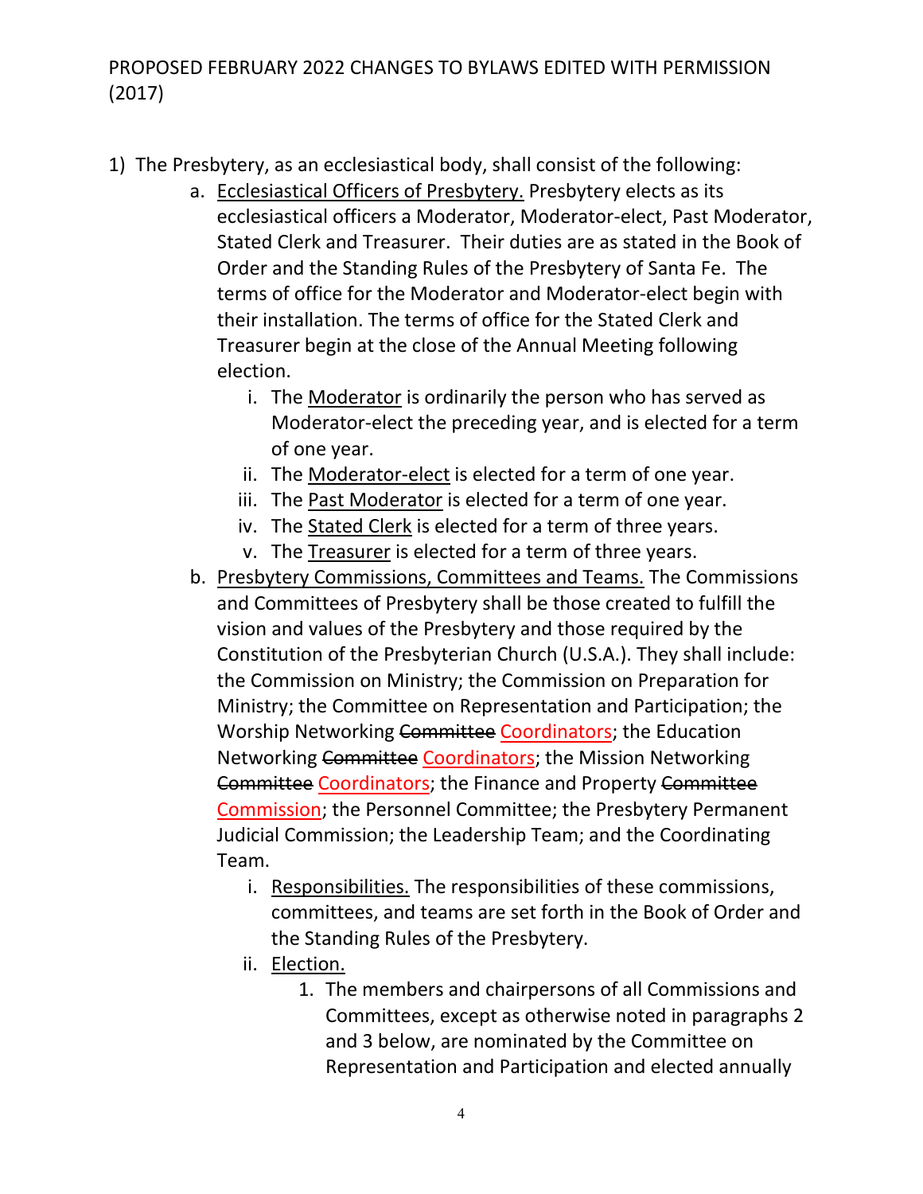PROPOSED FEBRUARY 2022 CHANGES TO BYLAWS EDITED WITH PERMISSION (2017)

1) The Presbytery, as an ecclesiastical body, shall consist of the following:
    a. <u>Ecclesiastical Officers of Presbytery.</u> Presbytery elects as its ecclesiastical officers a Moderator, Moderator-elect, Past Moderator, Stated Clerk and Treasurer. Their duties are as stated in the Book of Order and the Standing Rules of the Presbytery of Santa Fe. The terms of office for the Moderator and Moderator-elect begin with their installation. The terms of office for the Stated Clerk and Treasurer begin at the close of the Annual Meeting following election.
        i. The <u>Moderator</u> is ordinarily the person who has served as Moderator-elect the preceding year, and is elected for a term of one year.
        ii. The <u>Moderator-elect</u> is elected for a term of one year.
        iii. The <u>Past Moderator</u> is elected for a term of one year.
        iv. The <u>Stated Clerk</u> is elected for a term of three years.
        v. The <u>Treasurer</u> is elected for a term of three years.
    b. <u>Presbytery Commissions, Committees and Teams.</u> The Commissions and Committees of Presbytery shall be those created to fulfill the vision and values of the Presbytery and those required by the Constitution of the Presbyterian Church (U.S.A.). They shall include: the Commission on Ministry; the Commission on Preparation for Ministry; the Committee on Representation and Participation; the Worship Networking ~~Committee~~ <u>Coordinators</u>; the Education Networking ~~Committee~~ <u>Coordinators</u>; the Mission Networking ~~Committee~~ <u>Coordinators</u>; the Finance and Property ~~Committee~~ <u>Commission</u>; the Personnel Committee; the Presbytery Permanent Judicial Commission; the Leadership Team; and the Coordinating Team.
        i. <u>Responsibilities.</u> The responsibilities of these commissions, committees, and teams are set forth in the Book of Order and the Standing Rules of the Presbytery.
        ii. <u>Election.</u>
            1. The members and chairpersons of all Commissions and Committees, except as otherwise noted in paragraphs 2 and 3 below, are nominated by the Committee on Representation and Participation and elected annually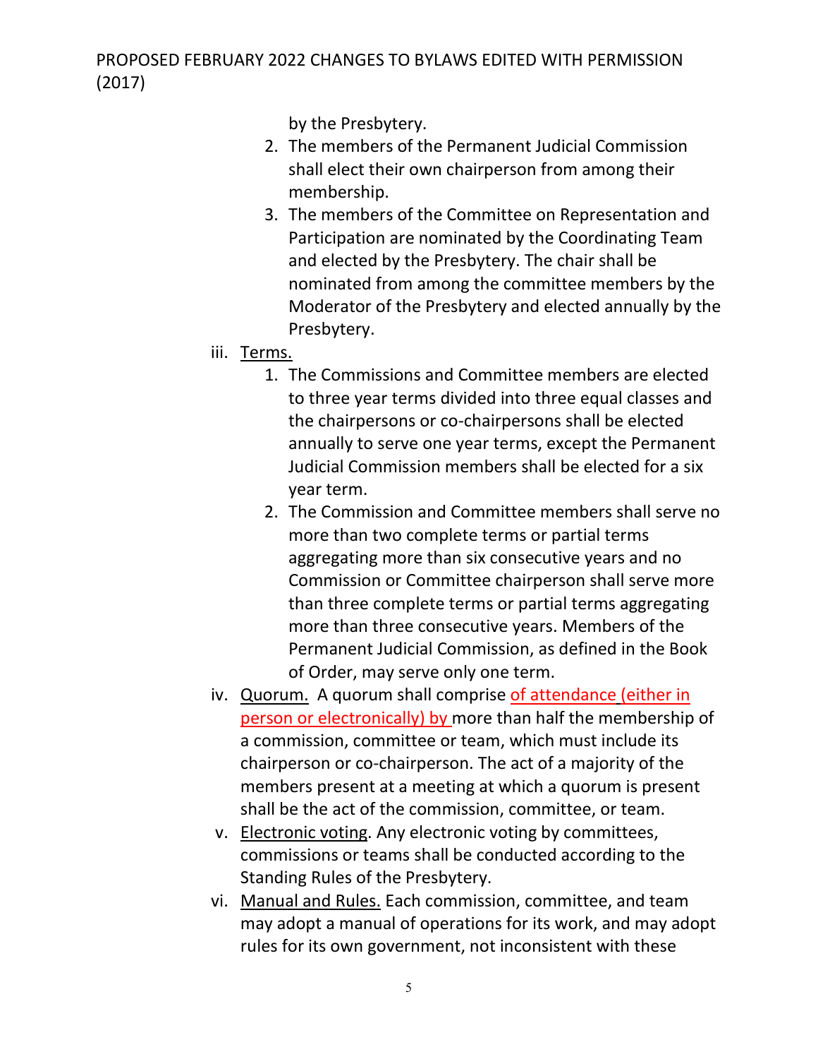by the Presbytery.

2. The members of the Permanent Judicial Commission shall elect their own chairperson from among their membership.
3. The members of the Committee on Representation and Participation are nominated by the Coordinating Team and elected by the Presbytery. The chair shall be nominated from among the committee members by the Moderator of the Presbytery and elected annually by the Presbytery.

iii. Terms.

1. The Commissions and Committee members are elected to three year terms divided into three equal classes and the chairpersons or co-chairpersons shall be elected annually to serve one year terms, except the Permanent Judicial Commission members shall be elected for a six year term.
2. The Commission and Committee members shall serve no more than two complete terms or partial terms aggregating more than six consecutive years and no Commission or Committee chairperson shall serve more than three complete terms or partial terms aggregating more than three consecutive years. Members of the Permanent Judicial Commission, as defined in the Book of Order, may serve only one term.

iv. Quorum. A quorum shall comprise of attendance (either in person or electronically) by more than half the membership of a commission, committee or team, which must include its chairperson or co-chairperson. The act of a majority of the members present at a meeting at which a quorum is present shall be the act of the commission, committee, or team.

v. Electronic voting. Any electronic voting by committees, commissions or teams shall be conducted according to the Standing Rules of the Presbytery.

vi. Manual and Rules. Each commission, committee, and team may adopt a manual of operations for its work, and may adopt rules for its own government, not inconsistent with these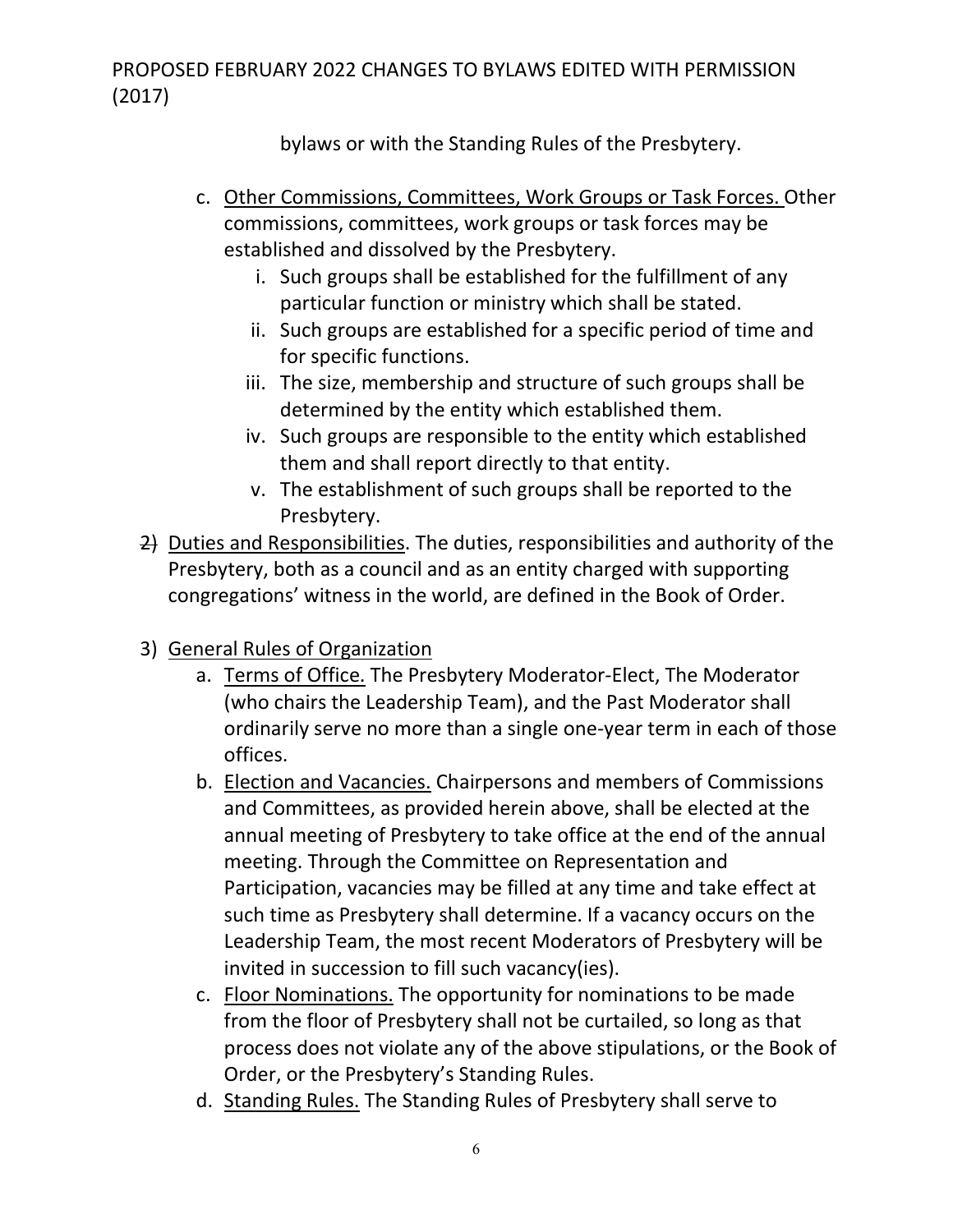bylaws or with the Standing Rules of the Presbytery.

c. Other Commissions, Committees, Work Groups or Task Forces. Other commissions, committees, work groups or task forces may be established and dissolved by the Presbytery.
    i. Such groups shall be established for the fulfillment of any particular function or ministry which shall be stated.
    ii. Such groups are established for a specific period of time and for specific functions.
    iii. The size, membership and structure of such groups shall be determined by the entity which established them.
    iv. Such groups are responsible to the entity which established them and shall report directly to that entity.
    v. The establishment of such groups shall be reported to the Presbytery.

2) Duties and Responsibilities. The duties, responsibilities and authority of the Presbytery, both as a council and as an entity charged with supporting congregations' witness in the world, are defined in the Book of Order.

3) General Rules of Organization
    a. Terms of Office. The Presbytery Moderator-Elect, The Moderator (who chairs the Leadership Team), and the Past Moderator shall ordinarily serve no more than a single one-year term in each of those offices.
    b. Election and Vacancies. Chairpersons and members of Commissions and Committees, as provided herein above, shall be elected at the annual meeting of Presbytery to take office at the end of the annual meeting. Through the Committee on Representation and Participation, vacancies may be filled at any time and take effect at such time as Presbytery shall determine. If a vacancy occurs on the Leadership Team, the most recent Moderators of Presbytery will be invited in succession to fill such vacancy(ies).
    c. Floor Nominations. The opportunity for nominations to be made from the floor of Presbytery shall not be curtailed, so long as that process does not violate any of the above stipulations, or the Book of Order, or the Presbytery's Standing Rules.
    d. Standing Rules. The Standing Rules of Presbytery shall serve to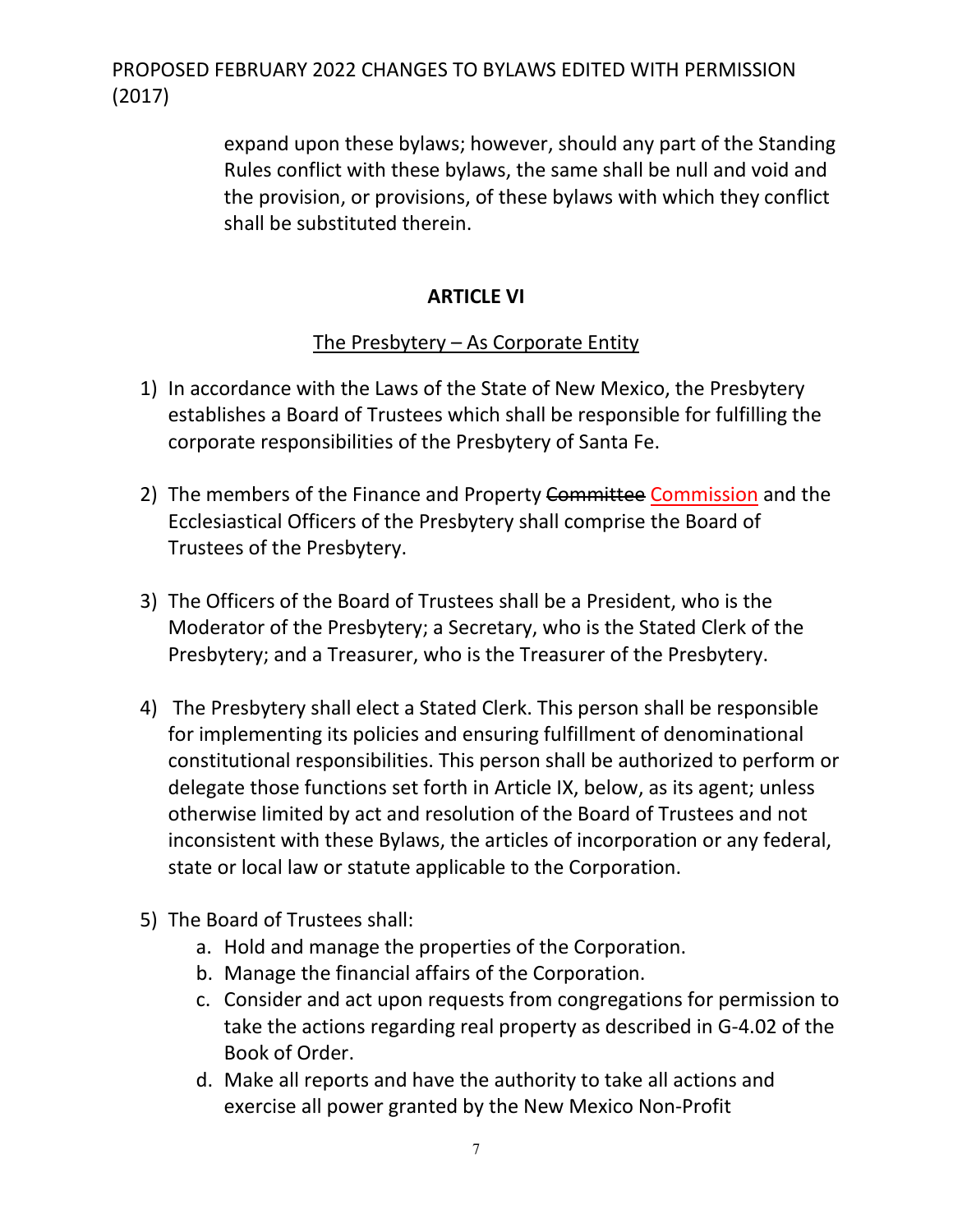expand upon these bylaws; however, should any part of the Standing Rules conflict with these bylaws, the same shall be null and void and the provision, or provisions, of these bylaws with which they conflict shall be substituted therein.

## ARTICLE VI

The Presbytery – As Corporate Entity

1) In accordance with the Laws of the State of New Mexico, the Presbytery establishes a Board of Trustees which shall be responsible for fulfilling the corporate responsibilities of the Presbytery of Santa Fe.

2) The members of the Finance and Property ~~Committee~~ Commission and the Ecclesiastical Officers of the Presbytery shall comprise the Board of Trustees of the Presbytery.

3) The Officers of the Board of Trustees shall be a President, who is the Moderator of the Presbytery; a Secretary, who is the Stated Clerk of the Presbytery; and a Treasurer, who is the Treasurer of the Presbytery.

4) The Presbytery shall elect a Stated Clerk. This person shall be responsible for implementing its policies and ensuring fulfillment of denominational constitutional responsibilities. This person shall be authorized to perform or delegate those functions set forth in Article IX, below, as its agent; unless otherwise limited by act and resolution of the Board of Trustees and not inconsistent with these Bylaws, the articles of incorporation or any federal, state or local law or statute applicable to the Corporation.

5) The Board of Trustees shall:
   a. Hold and manage the properties of the Corporation.
   b. Manage the financial affairs of the Corporation.
   c. Consider and act upon requests from congregations for permission to take the actions regarding real property as described in G-4.02 of the Book of Order.
   d. Make all reports and have the authority to take all actions and exercise all power granted by the New Mexico Non-Profit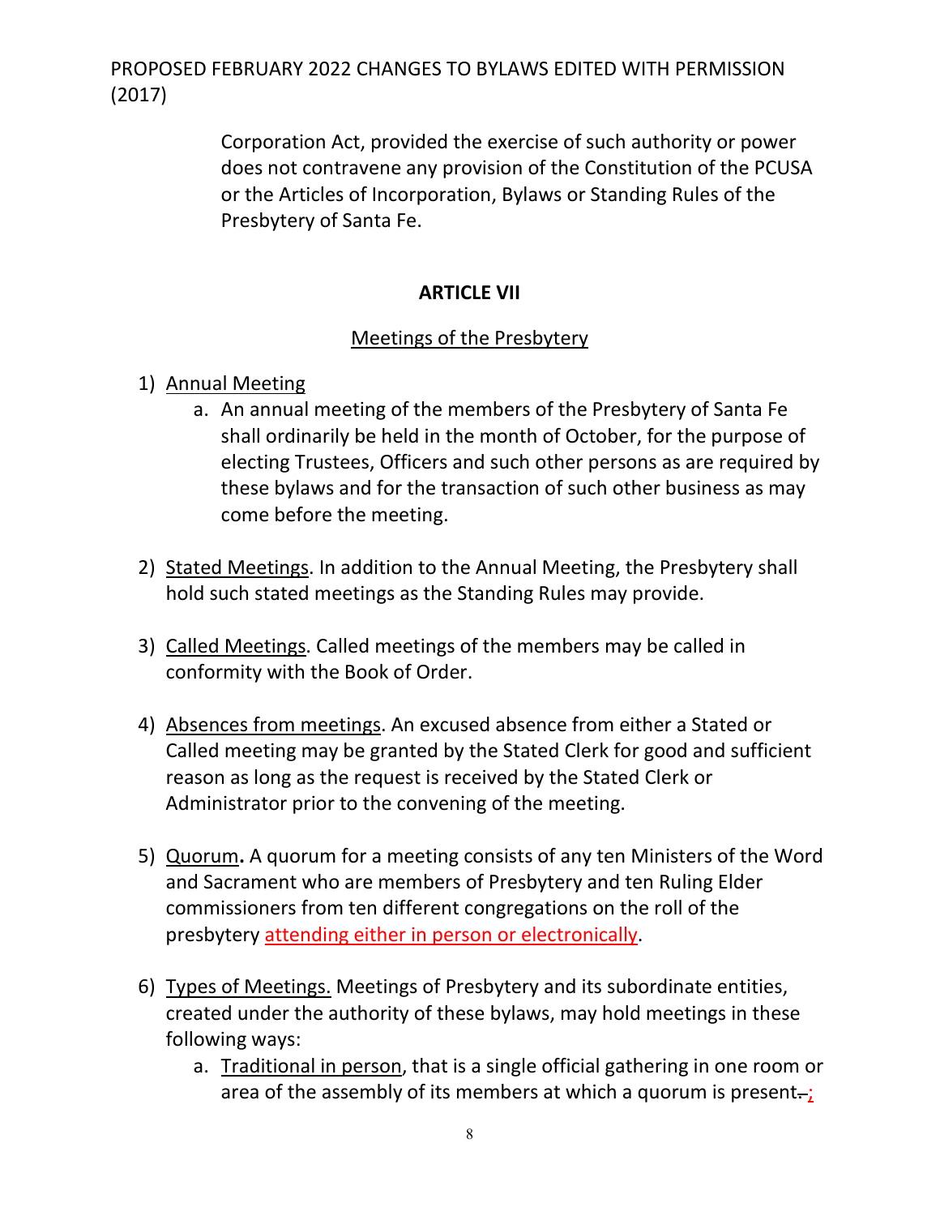Corporation Act, provided the exercise of such authority or power does not contravene any provision of the Constitution of the PCUSA or the Articles of Incorporation, Bylaws or Standing Rules of the Presbytery of Santa Fe.

## ARTICLE VII

### Meetings of the Presbytery

1) Annual Meeting
    a. An annual meeting of the members of the Presbytery of Santa Fe shall ordinarily be held in the month of October, for the purpose of electing Trustees, Officers and such other persons as are required by these bylaws and for the transaction of such other business as may come before the meeting.

2) Stated Meetings. In addition to the Annual Meeting, the Presbytery shall hold such stated meetings as the Standing Rules may provide.

3) Called Meetings. Called meetings of the members may be called in conformity with the Book of Order.

4) Absences from meetings. An excused absence from either a Stated or Called meeting may be granted by the Stated Clerk for good and sufficient reason as long as the request is received by the Stated Clerk or Administrator prior to the convening of the meeting.

5) Quorum**.** A quorum for a meeting consists of any ten Ministers of the Word and Sacrament who are members of Presbytery and ten Ruling Elder commissioners from ten different congregations on the roll of the presbytery attending either in person or electronically.

6) Types of Meetings. Meetings of Presbytery and its subordinate entities, created under the authority of these bylaws, may hold meetings in these following ways:
    a. Traditional in person, that is a single official gathering in one room or area of the assembly of its members at which a quorum is present~~.~~;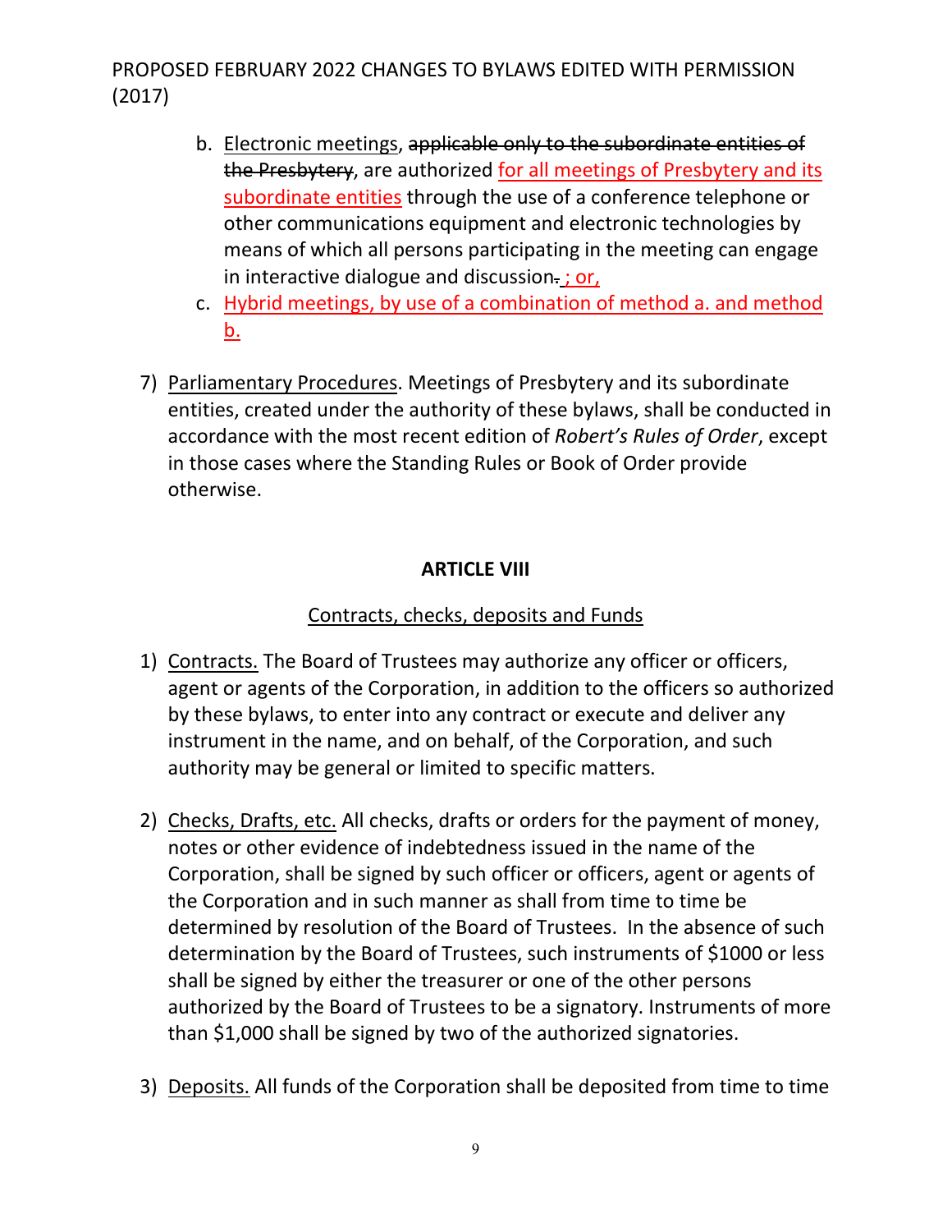b. <u>Electronic meetings</u>, ~~applicable only to the subordinate entities of the Presbytery~~, are authorized <u>for all meetings of Presbytery and its subordinate entities</u> through the use of a conference telephone or other communications equipment and electronic technologies by means of which all persons participating in the meeting can engage in interactive dialogue and discussion~~.~~<u>; or,</u>

c. <u>Hybrid meetings, by use of a combination of method a. and method b.</u>

7) <u>Parliamentary Procedures</u>. Meetings of Presbytery and its subordinate entities, created under the authority of these bylaws, shall be conducted in accordance with the most recent edition of *Robert's Rules of Order*, except in those cases where the Standing Rules or Book of Order provide otherwise.

## ARTICLE VIII

### <u>Contracts, checks, deposits and Funds</u>

1) <u>Contracts.</u> The Board of Trustees may authorize any officer or officers, agent or agents of the Corporation, in addition to the officers so authorized by these bylaws, to enter into any contract or execute and deliver any instrument in the name, and on behalf, of the Corporation, and such authority may be general or limited to specific matters.

2) <u>Checks, Drafts, etc.</u> All checks, drafts or orders for the payment of money, notes or other evidence of indebtedness issued in the name of the Corporation, shall be signed by such officer or officers, agent or agents of the Corporation and in such manner as shall from time to time be determined by resolution of the Board of Trustees. In the absence of such determination by the Board of Trustees, such instruments of $1000 or less shall be signed by either the treasurer or one of the other persons authorized by the Board of Trustees to be a signatory. Instruments of more than $1,000 shall be signed by two of the authorized signatories.

3) <u>Deposits.</u> All funds of the Corporation shall be deposited from time to time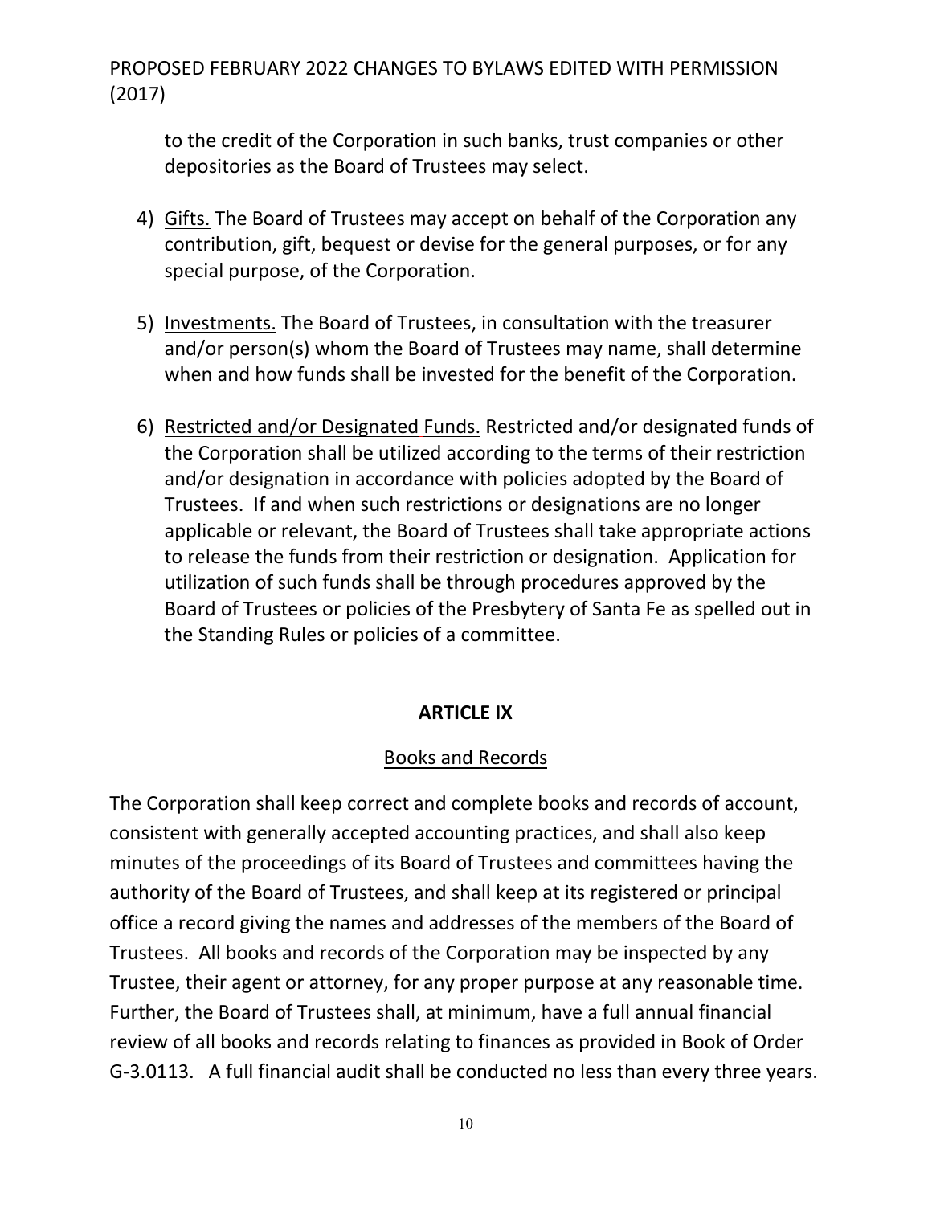to the credit of the Corporation in such banks, trust companies or other depositories as the Board of Trustees may select.

4) Gifts. The Board of Trustees may accept on behalf of the Corporation any contribution, gift, bequest or devise for the general purposes, or for any special purpose, of the Corporation.

5) Investments. The Board of Trustees, in consultation with the treasurer and/or person(s) whom the Board of Trustees may name, shall determine when and how funds shall be invested for the benefit of the Corporation.

6) Restricted and/or Designated Funds. Restricted and/or designated funds of the Corporation shall be utilized according to the terms of their restriction and/or designation in accordance with policies adopted by the Board of Trustees. If and when such restrictions or designations are no longer applicable or relevant, the Board of Trustees shall take appropriate actions to release the funds from their restriction or designation. Application for utilization of such funds shall be through procedures approved by the Board of Trustees or policies of the Presbytery of Santa Fe as spelled out in the Standing Rules or policies of a committee.

## ARTICLE IX

### Books and Records

The Corporation shall keep correct and complete books and records of account, consistent with generally accepted accounting practices, and shall also keep minutes of the proceedings of its Board of Trustees and committees having the authority of the Board of Trustees, and shall keep at its registered or principal office a record giving the names and addresses of the members of the Board of Trustees. All books and records of the Corporation may be inspected by any Trustee, their agent or attorney, for any proper purpose at any reasonable time. Further, the Board of Trustees shall, at minimum, have a full annual financial review of all books and records relating to finances as provided in Book of Order G-3.0113. A full financial audit shall be conducted no less than every three years.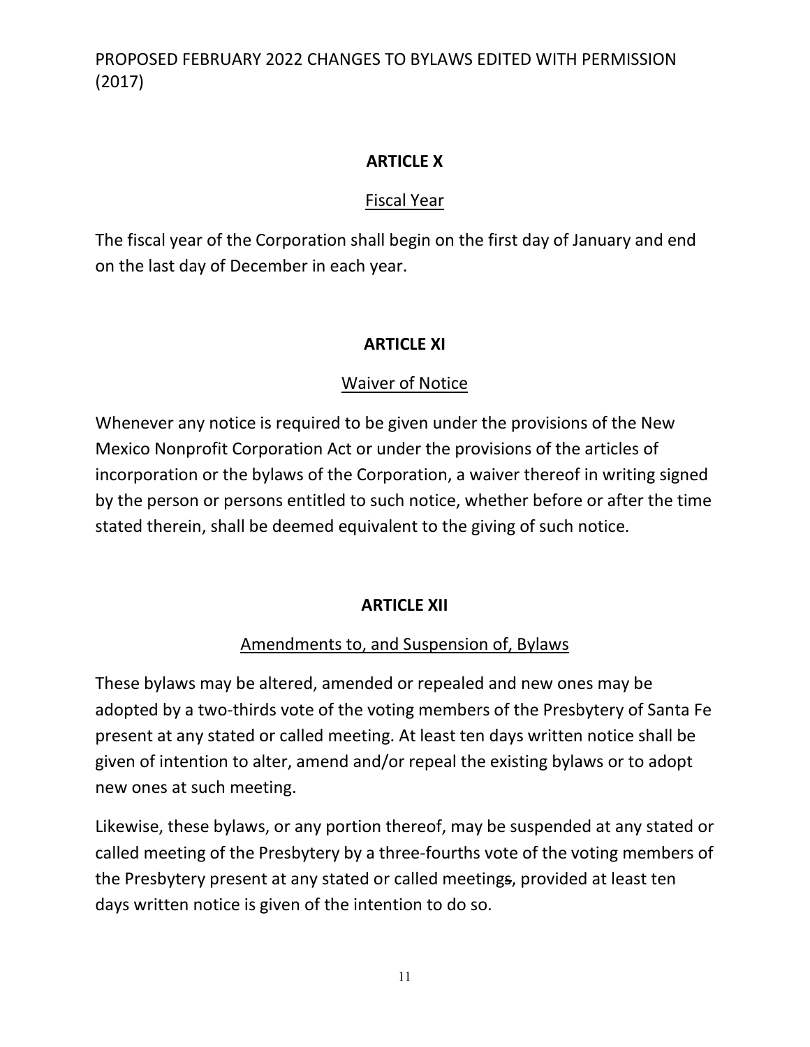## ARTICLE X

Fiscal Year

The fiscal year of the Corporation shall begin on the first day of January and end on the last day of December in each year.

## ARTICLE XI

Waiver of Notice

Whenever any notice is required to be given under the provisions of the New Mexico Nonprofit Corporation Act or under the provisions of the articles of incorporation or the bylaws of the Corporation, a waiver thereof in writing signed by the person or persons entitled to such notice, whether before or after the time stated therein, shall be deemed equivalent to the giving of such notice.

## ARTICLE XII

Amendments to, and Suspension of, Bylaws

These bylaws may be altered, amended or repealed and new ones may be adopted by a two-thirds vote of the voting members of the Presbytery of Santa Fe present at any stated or called meeting. At least ten days written notice shall be given of intention to alter, amend and/or repeal the existing bylaws or to adopt new ones at such meeting.

Likewise, these bylaws, or any portion thereof, may be suspended at any stated or called meeting of the Presbytery by a three-fourths vote of the voting members of the Presbytery present at any stated or called meetings, provided at least ten days written notice is given of the intention to do so.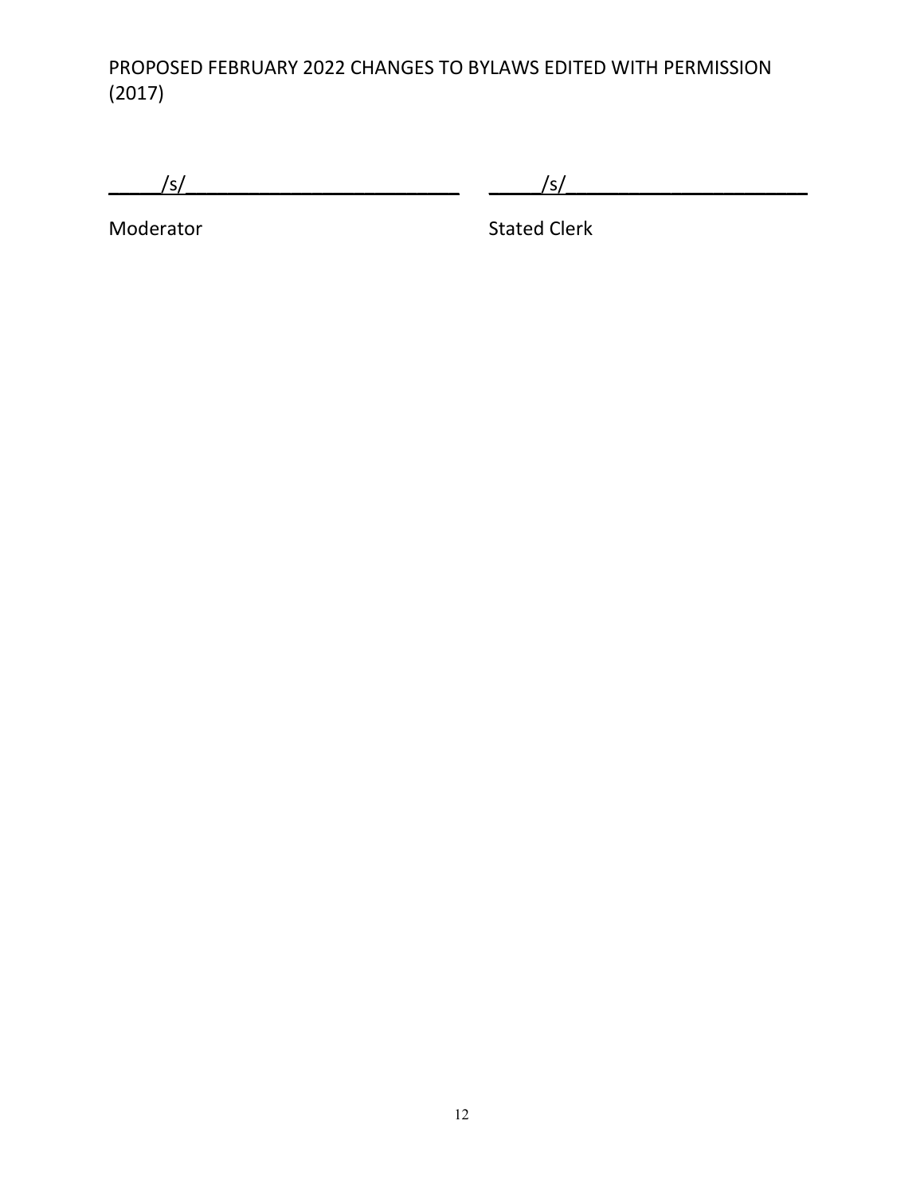_____/s/__________________________ _____/s/______________________

Moderator Stated Clerk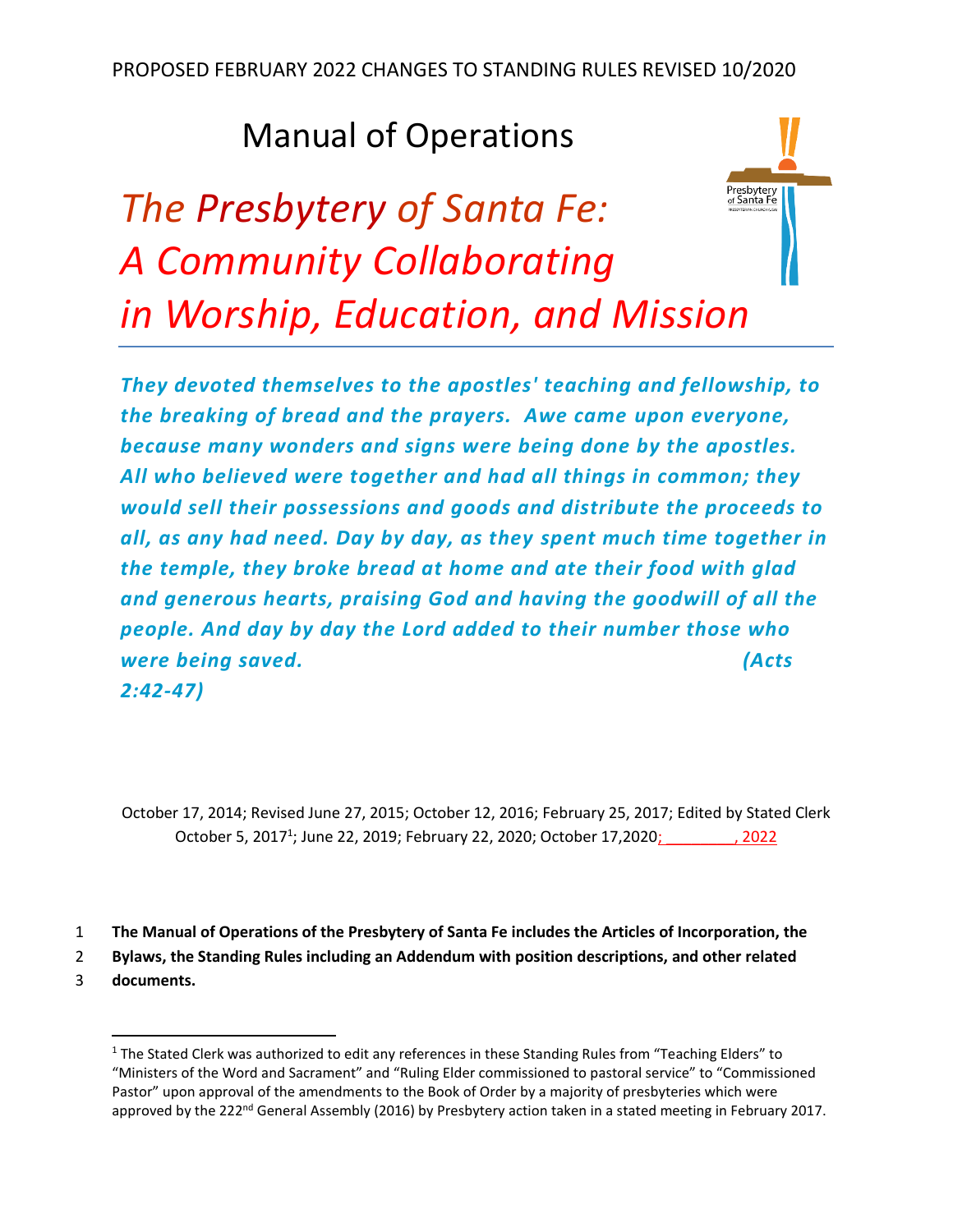PROPOSED FEBRUARY 2022 CHANGES TO STANDING RULES REVISED 10/2020

# Manual of Operations

# *The Presbytery of Santa Fe: A Community Collaborating in Worship, Education, and Mission*

***They devoted themselves to the apostles' teaching and fellowship, to the breaking of bread and the prayers. Awe came upon everyone, because many wonders and signs were being done by the apostles. All who believed were together and had all things in common; they would sell their possessions and goods and distribute the proceeds to all, as any had need. Day by day, as they spent much time together in the temple, they broke bread at home and ate their food with glad and generous hearts, praising God and having the goodwill of all the people. And day by day the Lord added to their number those who were being saved. (Acts 2:42-47)***

October 17, 2014; Revised June 27, 2015; October 12, 2016; February 25, 2017; Edited by Stated Clerk October 5, 2017[1]; June 22, 2019; February 22, 2020; October 17,2020; ________, 2022

1 **The Manual of Operations of the Presbytery of Santa Fe includes the Articles of Incorporation, the**
2 **Bylaws, the Standing Rules including an Addendum with position descriptions, and other related**
3 **documents.**

[1] The Stated Clerk was authorized to edit any references in these Standing Rules from "Teaching Elders" to "Ministers of the Word and Sacrament" and "Ruling Elder commissioned to pastoral service" to "Commissioned Pastor" upon approval of the amendments to the Book of Order by a majority of presbyteries which were approved by the 222nd General Assembly (2016) by Presbytery action taken in a stated meeting in February 2017.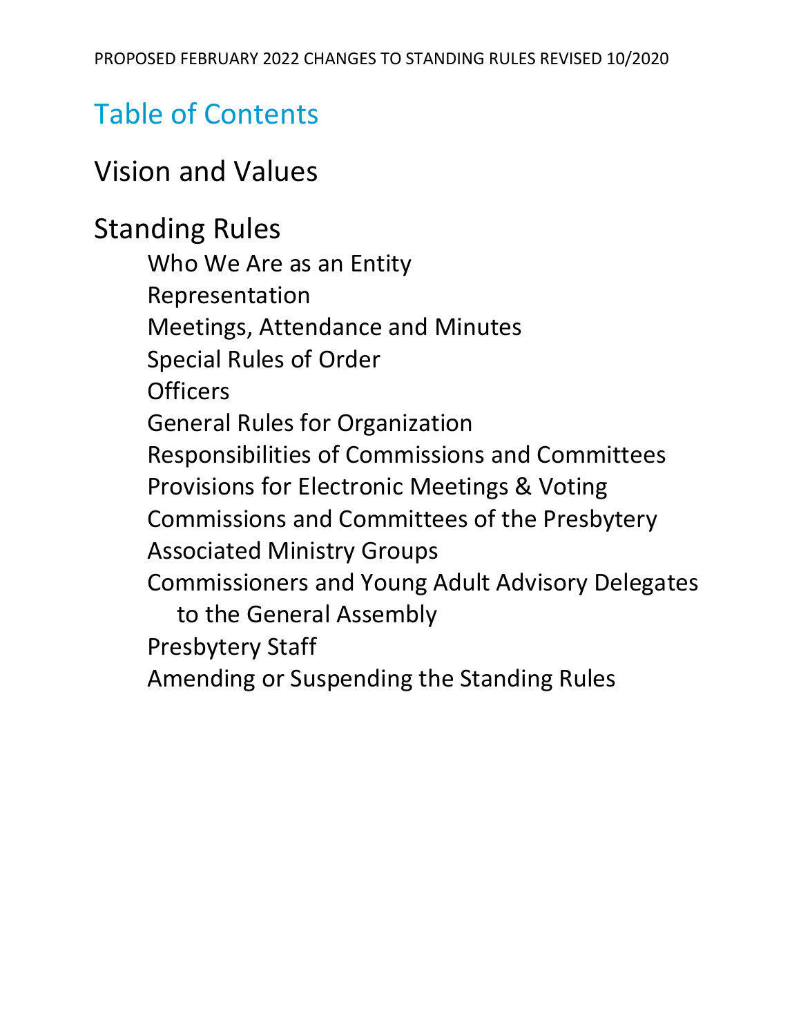# Table of Contents

## Vision and Values

## Standing Rules

- Who We Are as an Entity
- Representation
- Meetings, Attendance and Minutes
- Special Rules of Order
- Officers
- General Rules for Organization
- Responsibilities of Commissions and Committees
- Provisions for Electronic Meetings & Voting
- Commissions and Committees of the Presbytery
- Associated Ministry Groups
- Commissioners and Young Adult Advisory Delegates to the General Assembly
- Presbytery Staff
- Amending or Suspending the Standing Rules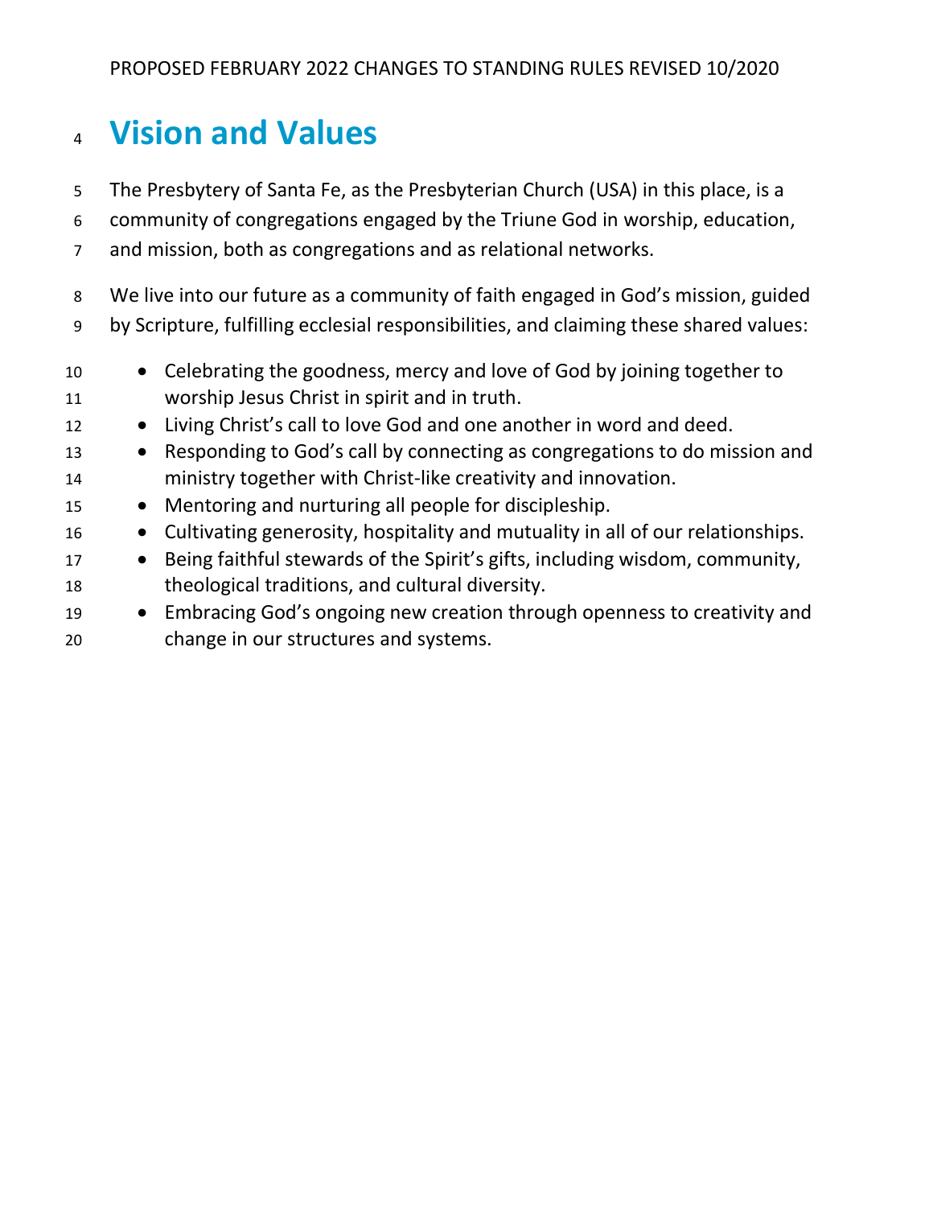# Vision and Values

The Presbytery of Santa Fe, as the Presbyterian Church (USA) in this place, is a community of congregations engaged by the Triune God in worship, education, and mission, both as congregations and as relational networks.

We live into our future as a community of faith engaged in God's mission, guided by Scripture, fulfilling ecclesial responsibilities, and claiming these shared values:

- Celebrating the goodness, mercy and love of God by joining together to worship Jesus Christ in spirit and in truth.
- Living Christ's call to love God and one another in word and deed.
- Responding to God's call by connecting as congregations to do mission and ministry together with Christ-like creativity and innovation.
- Mentoring and nurturing all people for discipleship.
- Cultivating generosity, hospitality and mutuality in all of our relationships.
- Being faithful stewards of the Spirit's gifts, including wisdom, community, theological traditions, and cultural diversity.
- Embracing God's ongoing new creation through openness to creativity and change in our structures and systems.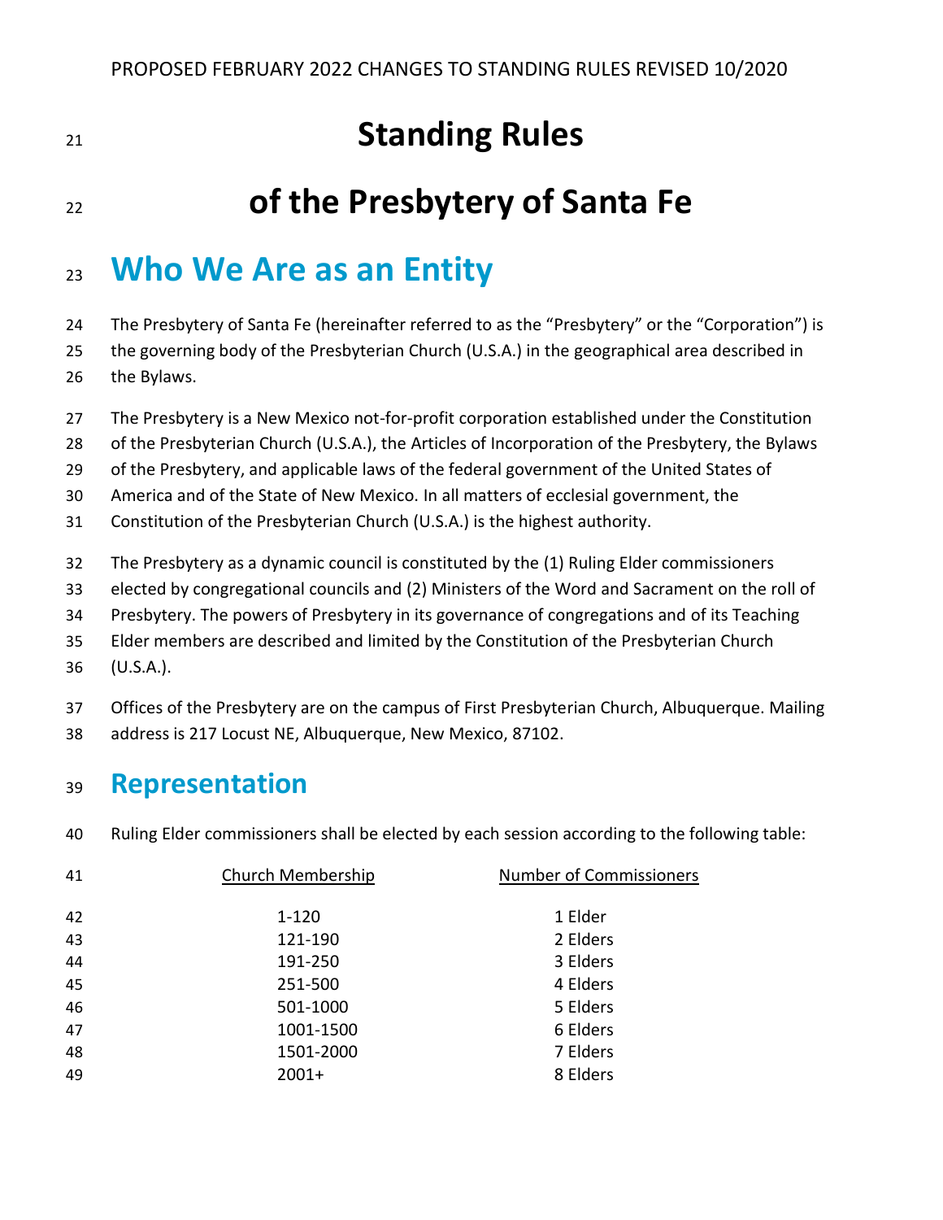# Standing Rules

# of the Presbytery of Santa Fe

## Who We Are as an Entity

The Presbytery of Santa Fe (hereinafter referred to as the "Presbytery" or the "Corporation") is the governing body of the Presbyterian Church (U.S.A.) in the geographical area described in the Bylaws.

The Presbytery is a New Mexico not-for-profit corporation established under the Constitution of the Presbyterian Church (U.S.A.), the Articles of Incorporation of the Presbytery, the Bylaws of the Presbytery, and applicable laws of the federal government of the United States of America and of the State of New Mexico. In all matters of ecclesial government, the Constitution of the Presbyterian Church (U.S.A.) is the highest authority.

The Presbytery as a dynamic council is constituted by the (1) Ruling Elder commissioners elected by congregational councils and (2) Ministers of the Word and Sacrament on the roll of Presbytery. The powers of Presbytery in its governance of congregations and of its Teaching Elder members are described and limited by the Constitution of the Presbyterian Church (U.S.A.).

Offices of the Presbytery are on the campus of First Presbyterian Church, Albuquerque. Mailing address is 217 Locust NE, Albuquerque, New Mexico, 87102.

### Representation

Ruling Elder commissioners shall be elected by each session according to the following table:

| Church Membership | Number of Commissioners |
|---|---|
| 1-120 | 1 Elder |
| 121-190 | 2 Elders |
| 191-250 | 3 Elders |
| 251-500 | 4 Elders |
| 501-1000 | 5 Elders |
| 1001-1500 | 6 Elders |
| 1501-2000 | 7 Elders |
| 2001+ | 8 Elders |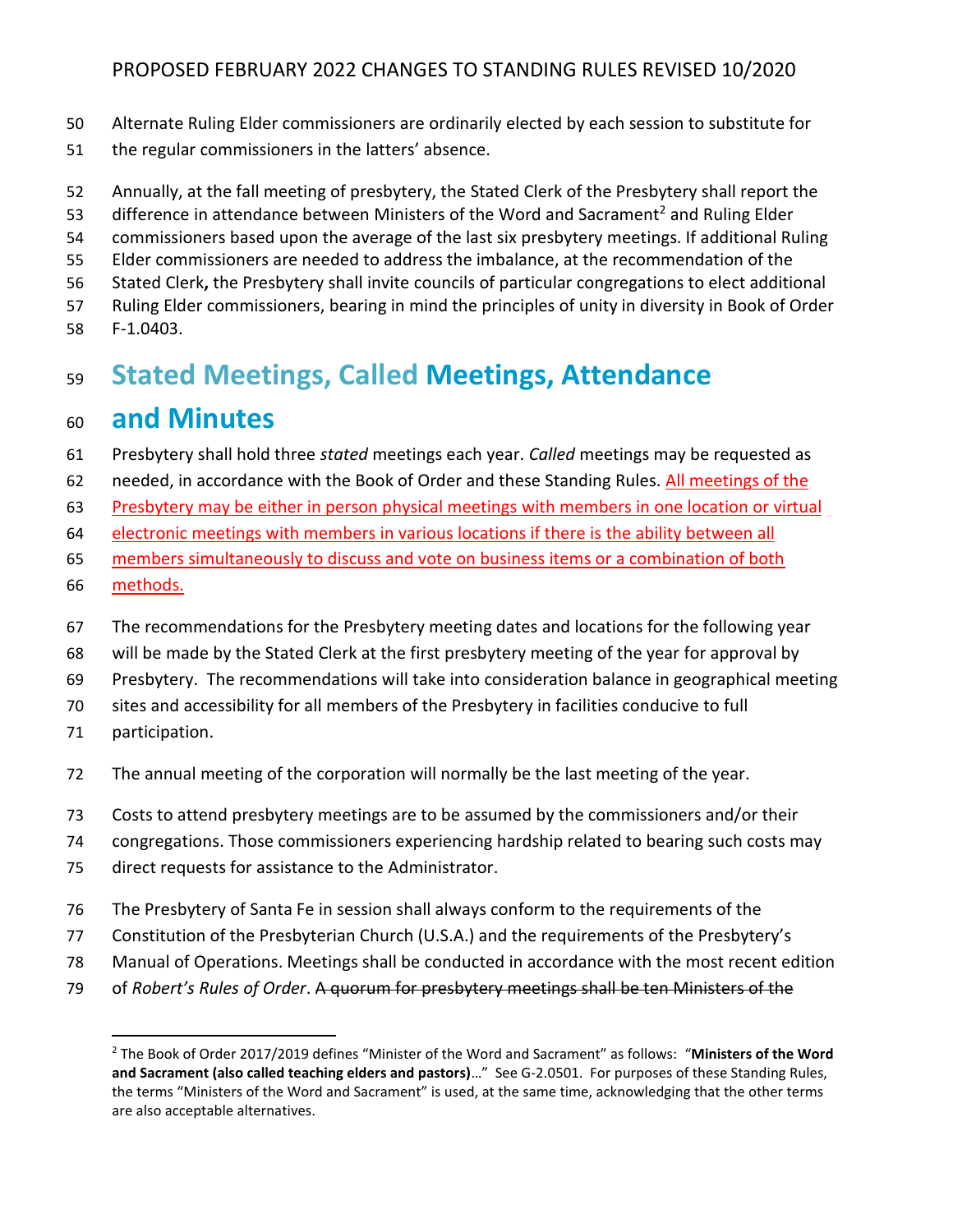Alternate Ruling Elder commissioners are ordinarily elected by each session to substitute for the regular commissioners in the latters' absence.

Annually, at the fall meeting of presbytery, the Stated Clerk of the Presbytery shall report the difference in attendance between Ministers of the Word and Sacrament[2] and Ruling Elder commissioners based upon the average of the last six presbytery meetings. If additional Ruling Elder commissioners are needed to address the imbalance, at the recommendation of the Stated Clerk**,** the Presbytery shall invite councils of particular congregations to elect additional Ruling Elder commissioners, bearing in mind the principles of unity in diversity in Book of Order F-1.0403.

## Stated Meetings, Called Meetings, Attendance and Minutes

Presbytery shall hold three *stated* meetings each year. *Called* meetings may be requested as needed, in accordance with the Book of Order and these Standing Rules. <u>All meetings of the Presbytery may be either in person physical meetings with members in one location or virtual electronic meetings with members in various locations if there is the ability between all members simultaneously to discuss and vote on business items or a combination of both methods.</u>

The recommendations for the Presbytery meeting dates and locations for the following year will be made by the Stated Clerk at the first presbytery meeting of the year for approval by Presbytery. The recommendations will take into consideration balance in geographical meeting sites and accessibility for all members of the Presbytery in facilities conducive to full participation.

The annual meeting of the corporation will normally be the last meeting of the year.

Costs to attend presbytery meetings are to be assumed by the commissioners and/or their congregations. Those commissioners experiencing hardship related to bearing such costs may direct requests for assistance to the Administrator.

The Presbytery of Santa Fe in session shall always conform to the requirements of the Constitution of the Presbyterian Church (U.S.A.) and the requirements of the Presbytery's Manual of Operations. Meetings shall be conducted in accordance with the most recent edition of *Robert's Rules of Order*. ~~A quorum for presbytery meetings shall be ten Ministers of the~~

[2] The Book of Order 2017/2019 defines "Minister of the Word and Sacrament" as follows: "**Ministers of the Word and Sacrament (also called teaching elders and pastors)**…" See G-2.0501. For purposes of these Standing Rules, the terms "Ministers of the Word and Sacrament" is used, at the same time, acknowledging that the other terms are also acceptable alternatives.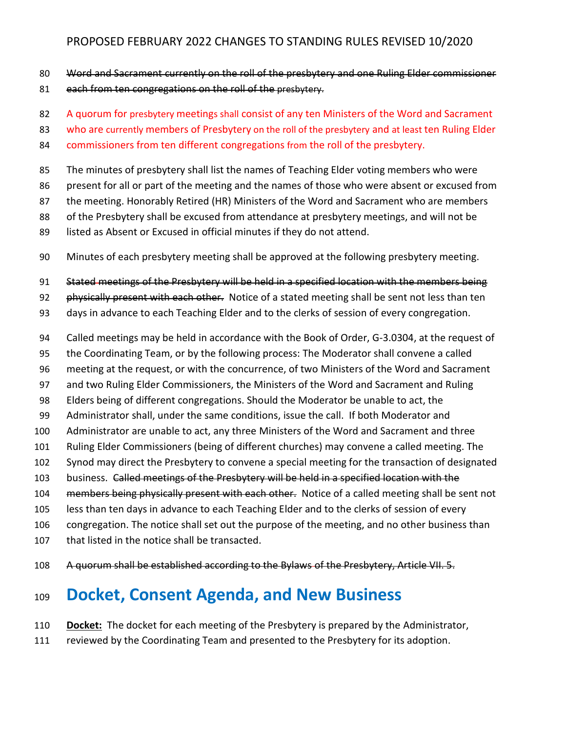~~Word and Sacrament currently on the roll of the presbytery and one Ruling Elder commissioner each from ten congregations on the roll of the presbytery.~~

A quorum for presbytery meetings shall consist of any ten Ministers of the Word and Sacrament who are currently members of Presbytery on the roll of the presbytery and at least ten Ruling Elder commissioners from ten different congregations from the roll of the presbytery.

The minutes of presbytery shall list the names of Teaching Elder voting members who were present for all or part of the meeting and the names of those who were absent or excused from the meeting. Honorably Retired (HR) Ministers of the Word and Sacrament who are members of the Presbytery shall be excused from attendance at presbytery meetings, and will not be listed as Absent or Excused in official minutes if they do not attend.

Minutes of each presbytery meeting shall be approved at the following presbytery meeting.

~~Stated meetings of the Presbytery will be held in a specified location with the members being physically present with each other.~~ Notice of a stated meeting shall be sent not less than ten days in advance to each Teaching Elder and to the clerks of session of every congregation.

Called meetings may be held in accordance with the Book of Order, G-3.0304, at the request of the Coordinating Team, or by the following process: The Moderator shall convene a called meeting at the request, or with the concurrence, of two Ministers of the Word and Sacrament and two Ruling Elder Commissioners, the Ministers of the Word and Sacrament and Ruling Elders being of different congregations. Should the Moderator be unable to act, the Administrator shall, under the same conditions, issue the call. If both Moderator and Administrator are unable to act, any three Ministers of the Word and Sacrament and three Ruling Elder Commissioners (being of different churches) may convene a called meeting. The Synod may direct the Presbytery to convene a special meeting for the transaction of designated business. ~~Called meetings of the Presbytery will be held in a specified location with the members being physically present with each other.~~ Notice of a called meeting shall be sent not less than ten days in advance to each Teaching Elder and to the clerks of session of every congregation. The notice shall set out the purpose of the meeting, and no other business than that listed in the notice shall be transacted.

~~A quorum shall be established according to the Bylaws of the Presbytery, Article VII. 5.~~

# Docket, Consent Agenda, and New Business

**Docket:** The docket for each meeting of the Presbytery is prepared by the Administrator, reviewed by the Coordinating Team and presented to the Presbytery for its adoption.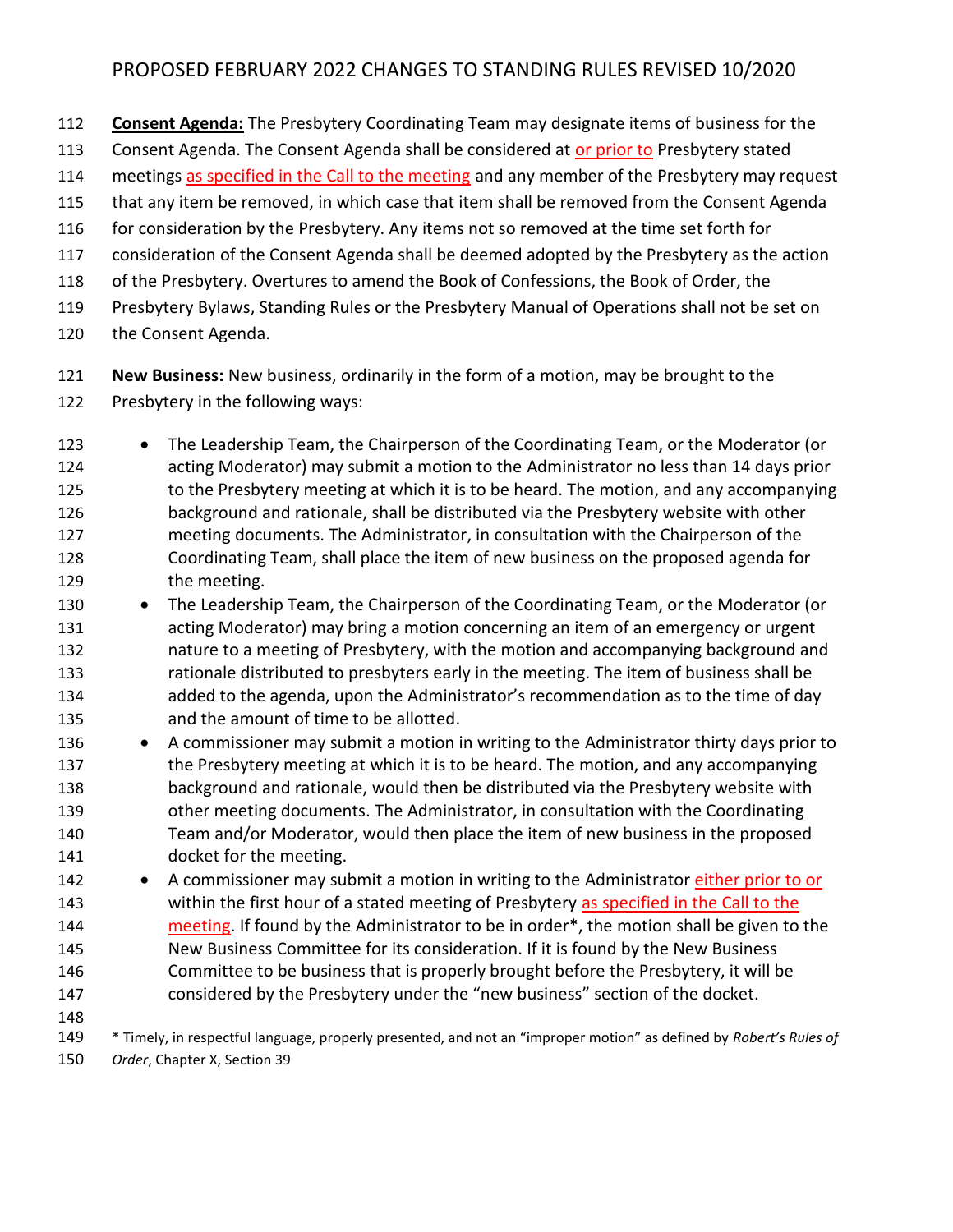**Consent Agenda:** The Presbytery Coordinating Team may designate items of business for the Consent Agenda. The Consent Agenda shall be considered at or prior to Presbytery stated meetings as specified in the Call to the meeting and any member of the Presbytery may request that any item be removed, in which case that item shall be removed from the Consent Agenda for consideration by the Presbytery. Any items not so removed at the time set forth for consideration of the Consent Agenda shall be deemed adopted by the Presbytery as the action of the Presbytery. Overtures to amend the Book of Confessions, the Book of Order, the Presbytery Bylaws, Standing Rules or the Presbytery Manual of Operations shall not be set on the Consent Agenda.

**New Business:** New business, ordinarily in the form of a motion, may be brought to the Presbytery in the following ways:

- The Leadership Team, the Chairperson of the Coordinating Team, or the Moderator (or acting Moderator) may submit a motion to the Administrator no less than 14 days prior to the Presbytery meeting at which it is to be heard. The motion, and any accompanying background and rationale, shall be distributed via the Presbytery website with other meeting documents. The Administrator, in consultation with the Chairperson of the Coordinating Team, shall place the item of new business on the proposed agenda for the meeting.
- The Leadership Team, the Chairperson of the Coordinating Team, or the Moderator (or acting Moderator) may bring a motion concerning an item of an emergency or urgent nature to a meeting of Presbytery, with the motion and accompanying background and rationale distributed to presbyters early in the meeting. The item of business shall be added to the agenda, upon the Administrator's recommendation as to the time of day and the amount of time to be allotted.
- A commissioner may submit a motion in writing to the Administrator thirty days prior to the Presbytery meeting at which it is to be heard. The motion, and any accompanying background and rationale, would then be distributed via the Presbytery website with other meeting documents. The Administrator, in consultation with the Coordinating Team and/or Moderator, would then place the item of new business in the proposed docket for the meeting.
- A commissioner may submit a motion in writing to the Administrator either prior to or within the first hour of a stated meeting of Presbytery as specified in the Call to the meeting. If found by the Administrator to be in order*, the motion shall be given to the New Business Committee for its consideration. If it is found by the New Business Committee to be business that is properly brought before the Presbytery, it will be considered by the Presbytery under the "new business" section of the docket.

* Timely, in respectful language, properly presented, and not an "improper motion" as defined by *Robert's Rules of Order*, Chapter X, Section 39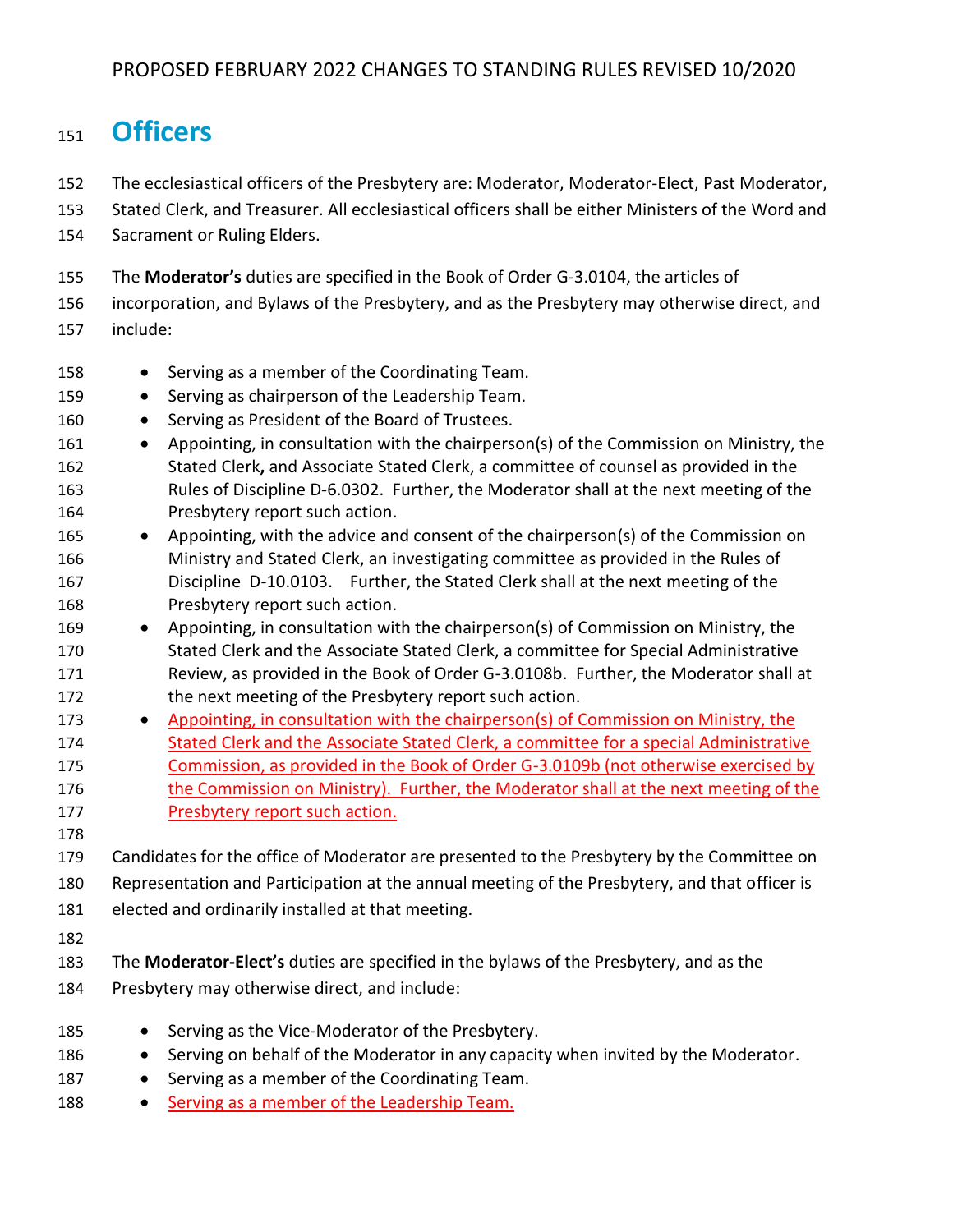# Officers

The ecclesiastical officers of the Presbytery are: Moderator, Moderator-Elect, Past Moderator, Stated Clerk, and Treasurer. All ecclesiastical officers shall be either Ministers of the Word and Sacrament or Ruling Elders.

The **Moderator's** duties are specified in the Book of Order G-3.0104, the articles of incorporation, and Bylaws of the Presbytery, and as the Presbytery may otherwise direct, and include:

- Serving as a member of the Coordinating Team.
- Serving as chairperson of the Leadership Team.
- Serving as President of the Board of Trustees.
- Appointing, in consultation with the chairperson(s) of the Commission on Ministry, the Stated Clerk**,** and Associate Stated Clerk, a committee of counsel as provided in the Rules of Discipline D-6.0302. Further, the Moderator shall at the next meeting of the Presbytery report such action.
- Appointing, with the advice and consent of the chairperson(s) of the Commission on Ministry and Stated Clerk, an investigating committee as provided in the Rules of Discipline D-10.0103. Further, the Stated Clerk shall at the next meeting of the Presbytery report such action.
- Appointing, in consultation with the chairperson(s) of Commission on Ministry, the Stated Clerk and the Associate Stated Clerk, a committee for Special Administrative Review, as provided in the Book of Order G-3.0108b. Further, the Moderator shall at the next meeting of the Presbytery report such action.
- <u>Appointing, in consultation with the chairperson(s) of Commission on Ministry, the Stated Clerk and the Associate Stated Clerk, a committee for a special Administrative Commission, as provided in the Book of Order G-3.0109b (not otherwise exercised by the Commission on Ministry). Further, the Moderator shall at the next meeting of the Presbytery report such action.</u>

Candidates for the office of Moderator are presented to the Presbytery by the Committee on Representation and Participation at the annual meeting of the Presbytery, and that officer is elected and ordinarily installed at that meeting.

The **Moderator-Elect's** duties are specified in the bylaws of the Presbytery, and as the Presbytery may otherwise direct, and include:

- Serving as the Vice-Moderator of the Presbytery.
- Serving on behalf of the Moderator in any capacity when invited by the Moderator.
- Serving as a member of the Coordinating Team.
- <u>Serving as a member of the Leadership Team.</u>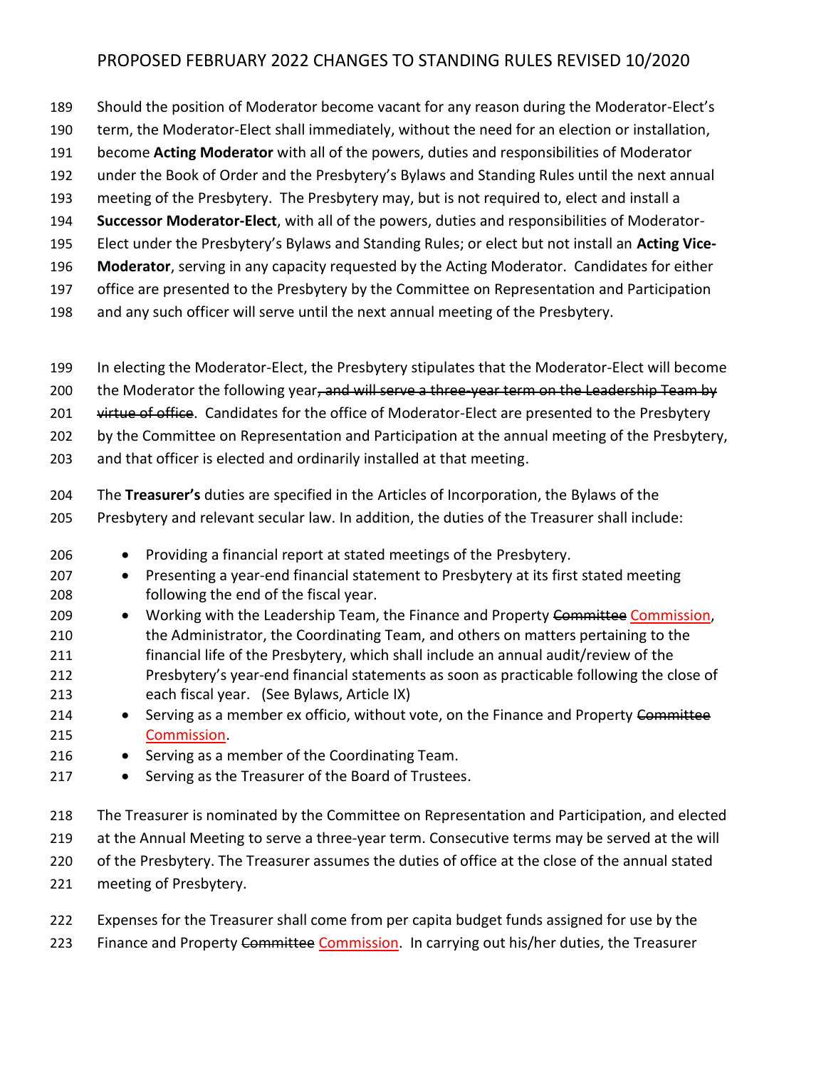Should the position of Moderator become vacant for any reason during the Moderator-Elect's term, the Moderator-Elect shall immediately, without the need for an election or installation, become **Acting Moderator** with all of the powers, duties and responsibilities of Moderator under the Book of Order and the Presbytery's Bylaws and Standing Rules until the next annual meeting of the Presbytery. The Presbytery may, but is not required to, elect and install a **Successor Moderator-Elect**, with all of the powers, duties and responsibilities of Moderator-Elect under the Presbytery's Bylaws and Standing Rules; or elect but not install an **Acting Vice-Moderator**, serving in any capacity requested by the Acting Moderator. Candidates for either office are presented to the Presbytery by the Committee on Representation and Participation and any such officer will serve until the next annual meeting of the Presbytery.

In electing the Moderator-Elect, the Presbytery stipulates that the Moderator-Elect will become the Moderator the following year~~, and will serve a three-year term on the Leadership Team by virtue of office~~. Candidates for the office of Moderator-Elect are presented to the Presbytery by the Committee on Representation and Participation at the annual meeting of the Presbytery, and that officer is elected and ordinarily installed at that meeting.

The **Treasurer's** duties are specified in the Articles of Incorporation, the Bylaws of the Presbytery and relevant secular law. In addition, the duties of the Treasurer shall include:

- Providing a financial report at stated meetings of the Presbytery.
- Presenting a year-end financial statement to Presbytery at its first stated meeting following the end of the fiscal year.
- Working with the Leadership Team, the Finance and Property ~~Committee~~ Commission, the Administrator, the Coordinating Team, and others on matters pertaining to the financial life of the Presbytery, which shall include an annual audit/review of the Presbytery's year-end financial statements as soon as practicable following the close of each fiscal year. (See Bylaws, Article IX)
- Serving as a member ex officio, without vote, on the Finance and Property ~~Committee~~ Commission.
- Serving as a member of the Coordinating Team.
- Serving as the Treasurer of the Board of Trustees.

The Treasurer is nominated by the Committee on Representation and Participation, and elected at the Annual Meeting to serve a three-year term. Consecutive terms may be served at the will of the Presbytery. The Treasurer assumes the duties of office at the close of the annual stated meeting of Presbytery.

Expenses for the Treasurer shall come from per capita budget funds assigned for use by the Finance and Property ~~Committee~~ Commission. In carrying out his/her duties, the Treasurer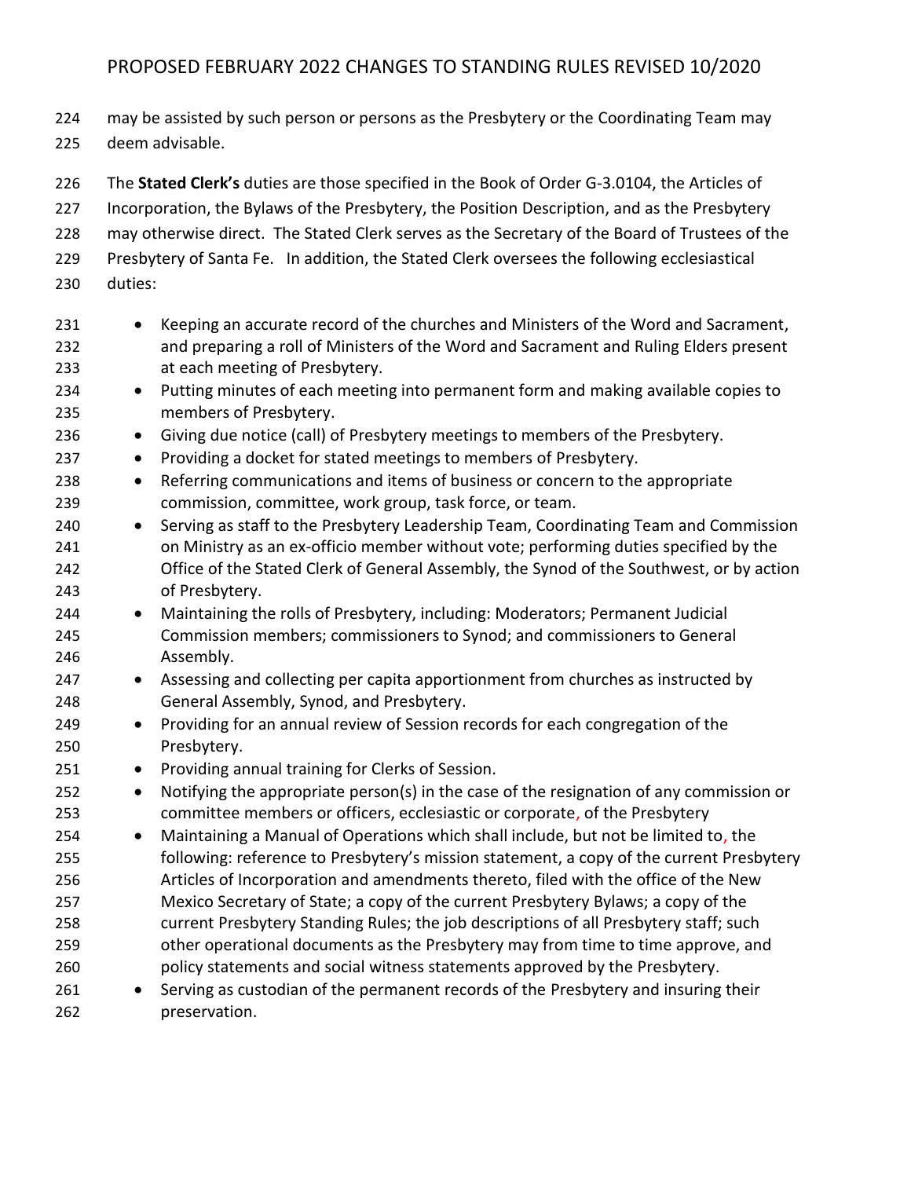may be assisted by such person or persons as the Presbytery or the Coordinating Team may deem advisable.

The **Stated Clerk's** duties are those specified in the Book of Order G-3.0104, the Articles of Incorporation, the Bylaws of the Presbytery, the Position Description, and as the Presbytery may otherwise direct. The Stated Clerk serves as the Secretary of the Board of Trustees of the Presbytery of Santa Fe. In addition, the Stated Clerk oversees the following ecclesiastical duties:

- Keeping an accurate record of the churches and Ministers of the Word and Sacrament, and preparing a roll of Ministers of the Word and Sacrament and Ruling Elders present at each meeting of Presbytery.
- Putting minutes of each meeting into permanent form and making available copies to members of Presbytery.
- Giving due notice (call) of Presbytery meetings to members of the Presbytery.
- Providing a docket for stated meetings to members of Presbytery.
- Referring communications and items of business or concern to the appropriate commission, committee, work group, task force, or team.
- Serving as staff to the Presbytery Leadership Team, Coordinating Team and Commission on Ministry as an ex-officio member without vote; performing duties specified by the Office of the Stated Clerk of General Assembly, the Synod of the Southwest, or by action of Presbytery.
- Maintaining the rolls of Presbytery, including: Moderators; Permanent Judicial Commission members; commissioners to Synod; and commissioners to General Assembly.
- Assessing and collecting per capita apportionment from churches as instructed by General Assembly, Synod, and Presbytery.
- Providing for an annual review of Session records for each congregation of the Presbytery.
- Providing annual training for Clerks of Session.
- Notifying the appropriate person(s) in the case of the resignation of any commission or committee members or officers, ecclesiastic or corporate, of the Presbytery
- Maintaining a Manual of Operations which shall include, but not be limited to, the following: reference to Presbytery's mission statement, a copy of the current Presbytery Articles of Incorporation and amendments thereto, filed with the office of the New Mexico Secretary of State; a copy of the current Presbytery Bylaws; a copy of the current Presbytery Standing Rules; the job descriptions of all Presbytery staff; such other operational documents as the Presbytery may from time to time approve, and policy statements and social witness statements approved by the Presbytery.
- Serving as custodian of the permanent records of the Presbytery and insuring their preservation.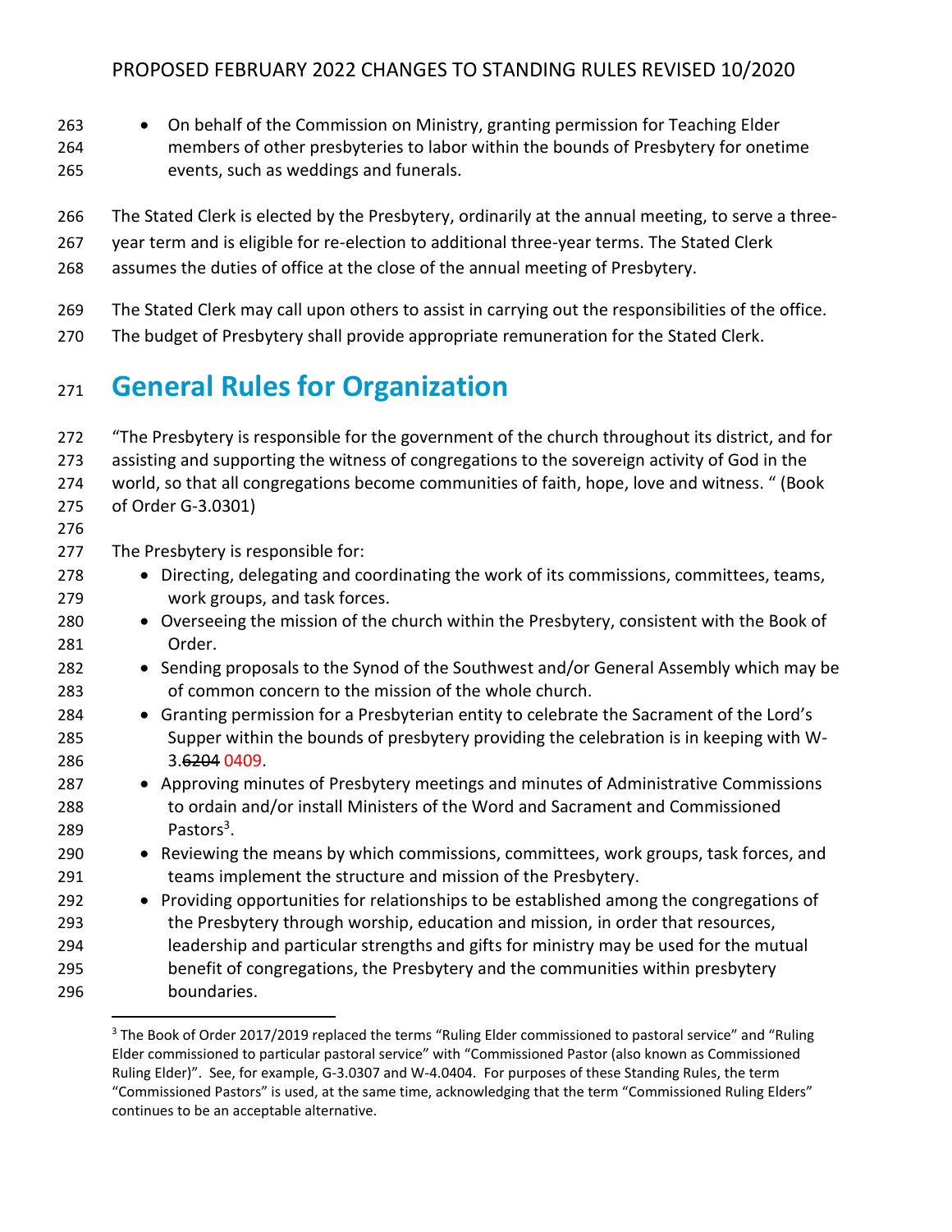- On behalf of the Commission on Ministry, granting permission for Teaching Elder members of other presbyteries to labor within the bounds of Presbytery for onetime events, such as weddings and funerals.

The Stated Clerk is elected by the Presbytery, ordinarily at the annual meeting, to serve a three-year term and is eligible for re-election to additional three-year terms. The Stated Clerk assumes the duties of office at the close of the annual meeting of Presbytery.

The Stated Clerk may call upon others to assist in carrying out the responsibilities of the office. The budget of Presbytery shall provide appropriate remuneration for the Stated Clerk.

# General Rules for Organization

"The Presbytery is responsible for the government of the church throughout its district, and for assisting and supporting the witness of congregations to the sovereign activity of God in the world, so that all congregations become communities of faith, hope, love and witness. " (Book of Order G-3.0301)

The Presbytery is responsible for:

- Directing, delegating and coordinating the work of its commissions, committees, teams, work groups, and task forces.
- Overseeing the mission of the church within the Presbytery, consistent with the Book of Order.
- Sending proposals to the Synod of the Southwest and/or General Assembly which may be of common concern to the mission of the whole church.
- Granting permission for a Presbyterian entity to celebrate the Sacrament of the Lord's Supper within the bounds of presbytery providing the celebration is in keeping with W-3.~~6204~~ 0409.
- Approving minutes of Presbytery meetings and minutes of Administrative Commissions to ordain and/or install Ministers of the Word and Sacrament and Commissioned Pastors[3].
- Reviewing the means by which commissions, committees, work groups, task forces, and teams implement the structure and mission of the Presbytery.
- Providing opportunities for relationships to be established among the congregations of the Presbytery through worship, education and mission, in order that resources, leadership and particular strengths and gifts for ministry may be used for the mutual benefit of congregations, the Presbytery and the communities within presbytery boundaries.

[3] The Book of Order 2017/2019 replaced the terms "Ruling Elder commissioned to pastoral service" and "Ruling Elder commissioned to particular pastoral service" with "Commissioned Pastor (also known as Commissioned Ruling Elder)". See, for example, G-3.0307 and W-4.0404. For purposes of these Standing Rules, the term "Commissioned Pastors" is used, at the same time, acknowledging that the term "Commissioned Ruling Elders" continues to be an acceptable alternative.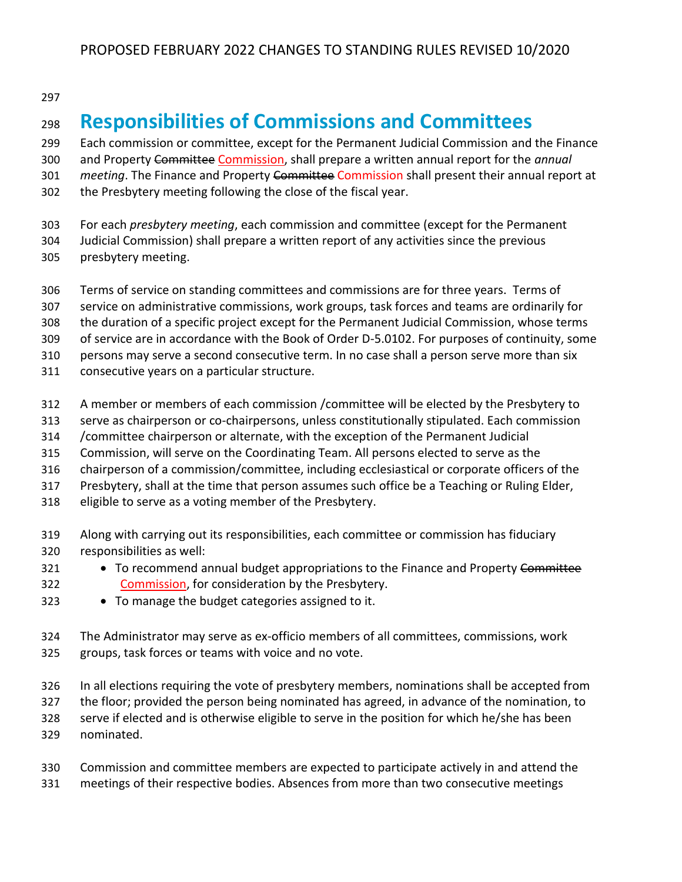## Responsibilities of Commissions and Committees

Each commission or committee, except for the Permanent Judicial Commission and the Finance and Property ~~Committee~~ Commission, shall prepare a written annual report for the *annual meeting*. The Finance and Property ~~Committee~~ Commission shall present their annual report at the Presbytery meeting following the close of the fiscal year.

For each *presbytery meeting*, each commission and committee (except for the Permanent Judicial Commission) shall prepare a written report of any activities since the previous presbytery meeting.

Terms of service on standing committees and commissions are for three years. Terms of service on administrative commissions, work groups, task forces and teams are ordinarily for the duration of a specific project except for the Permanent Judicial Commission, whose terms of service are in accordance with the Book of Order D-5.0102. For purposes of continuity, some persons may serve a second consecutive term. In no case shall a person serve more than six consecutive years on a particular structure.

A member or members of each commission /committee will be elected by the Presbytery to serve as chairperson or co-chairpersons, unless constitutionally stipulated. Each commission /committee chairperson or alternate, with the exception of the Permanent Judicial Commission, will serve on the Coordinating Team. All persons elected to serve as the chairperson of a commission/committee, including ecclesiastical or corporate officers of the Presbytery, shall at the time that person assumes such office be a Teaching or Ruling Elder, eligible to serve as a voting member of the Presbytery.

Along with carrying out its responsibilities, each committee or commission has fiduciary responsibilities as well:

- To recommend annual budget appropriations to the Finance and Property ~~Committee~~ Commission, for consideration by the Presbytery.
- To manage the budget categories assigned to it.

The Administrator may serve as ex-officio members of all committees, commissions, work groups, task forces or teams with voice and no vote.

In all elections requiring the vote of presbytery members, nominations shall be accepted from the floor; provided the person being nominated has agreed, in advance of the nomination, to serve if elected and is otherwise eligible to serve in the position for which he/she has been nominated.

Commission and committee members are expected to participate actively in and attend the meetings of their respective bodies. Absences from more than two consecutive meetings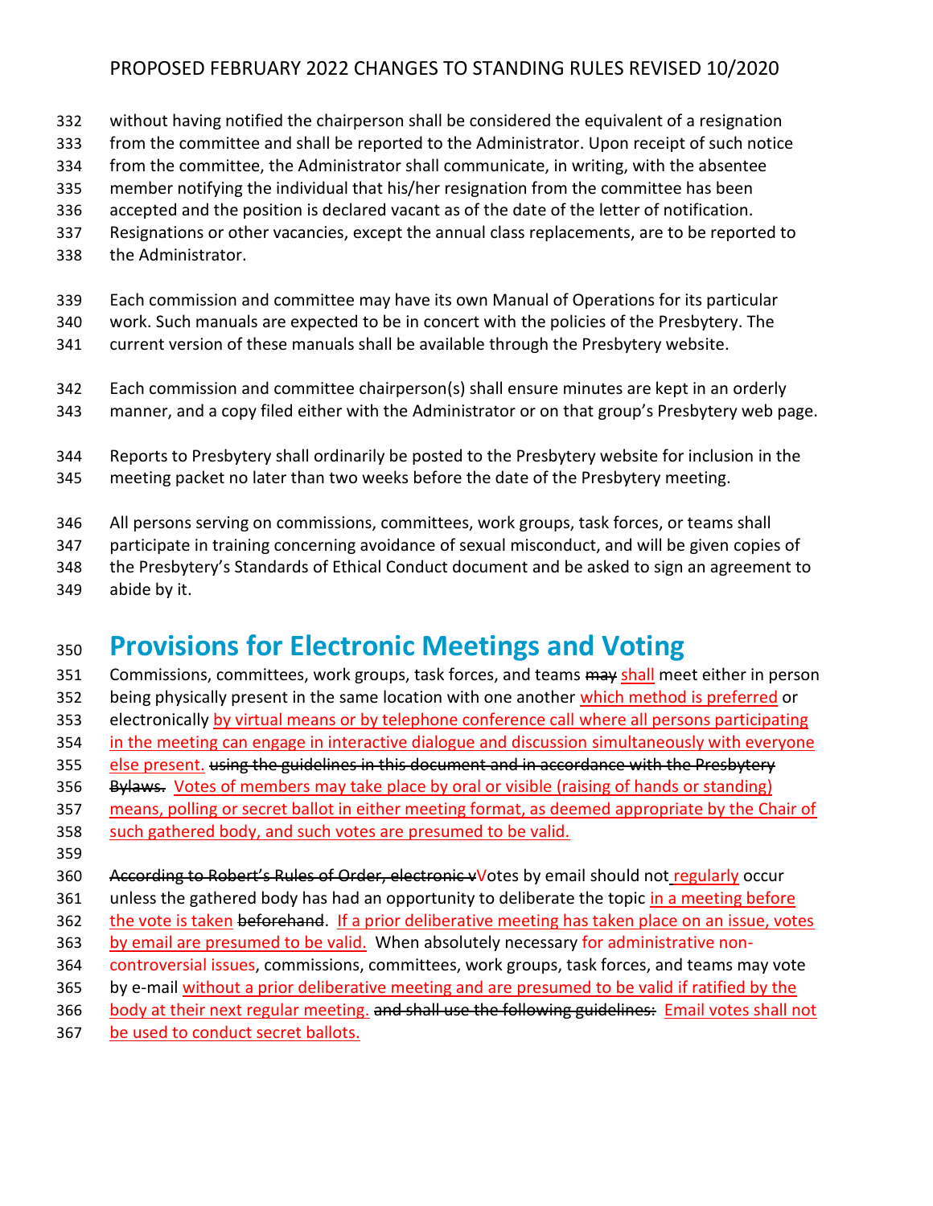without having notified the chairperson shall be considered the equivalent of a resignation from the committee and shall be reported to the Administrator. Upon receipt of such notice from the committee, the Administrator shall communicate, in writing, with the absentee member notifying the individual that his/her resignation from the committee has been accepted and the position is declared vacant as of the date of the letter of notification. Resignations or other vacancies, except the annual class replacements, are to be reported to the Administrator.

Each commission and committee may have its own Manual of Operations for its particular work. Such manuals are expected to be in concert with the policies of the Presbytery. The current version of these manuals shall be available through the Presbytery website.

Each commission and committee chairperson(s) shall ensure minutes are kept in an orderly manner, and a copy filed either with the Administrator or on that group's Presbytery web page.

Reports to Presbytery shall ordinarily be posted to the Presbytery website for inclusion in the meeting packet no later than two weeks before the date of the Presbytery meeting.

All persons serving on commissions, committees, work groups, task forces, or teams shall participate in training concerning avoidance of sexual misconduct, and will be given copies of the Presbytery's Standards of Ethical Conduct document and be asked to sign an agreement to abide by it.

# Provisions for Electronic Meetings and Voting

Commissions, committees, work groups, task forces, and teams ~~may~~ shall meet either in person being physically present in the same location with one another which method is preferred or electronically by virtual means or by telephone conference call where all persons participating in the meeting can engage in interactive dialogue and discussion simultaneously with everyone else present. ~~using the guidelines in this document and in accordance with the Presbytery Bylaws.~~ Votes of members may take place by oral or visible (raising of hands or standing) means, polling or secret ballot in either meeting format, as deemed appropriate by the Chair of such gathered body, and such votes are presumed to be valid.

~~According to Robert's Rules of Order, electronic v~~Votes by email should not regularly occur unless the gathered body has had an opportunity to deliberate the topic in a meeting before the vote is taken ~~beforehand~~. If a prior deliberative meeting has taken place on an issue, votes by email are presumed to be valid. When absolutely necessary for administrative non-controversial issues, commissions, committees, work groups, task forces, and teams may vote by e-mail without a prior deliberative meeting and are presumed to be valid if ratified by the body at their next regular meeting. ~~and shall use the following guidelines:~~ Email votes shall not be used to conduct secret ballots.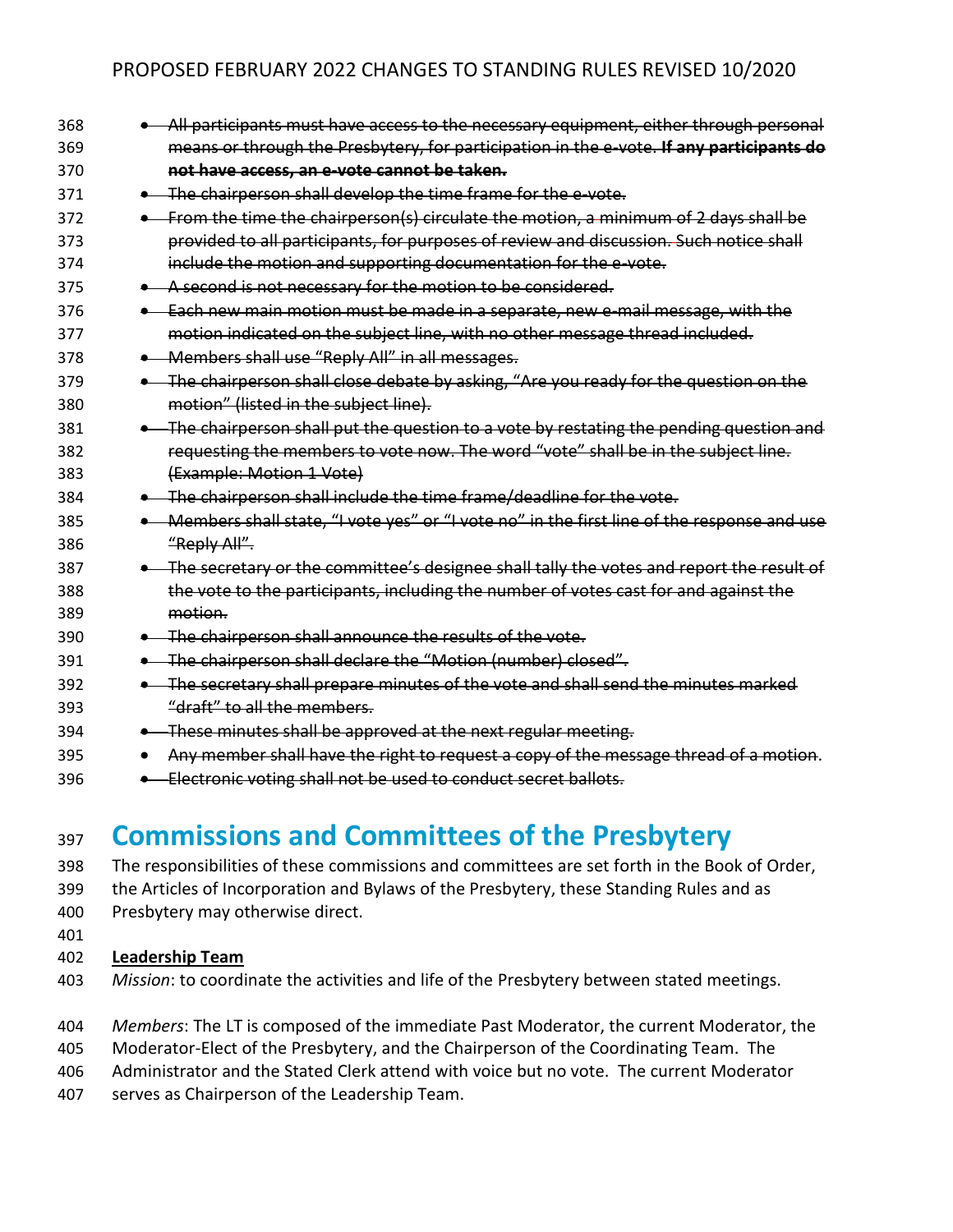- ~~All participants must have access to the necessary equipment, either through personal means or through the Presbytery, for participation in the e-vote. **If any participants do not have access, an e-vote cannot be taken.**~~
- ~~The chairperson shall develop the time frame for the e-vote.~~
- ~~From the time the chairperson(s) circulate the motion, a minimum of 2 days shall be provided to all participants, for purposes of review and discussion. Such notice shall include the motion and supporting documentation for the e-vote.~~
- ~~A second is not necessary for the motion to be considered.~~
- ~~Each new main motion must be made in a separate, new e-mail message, with the motion indicated on the subject line, with no other message thread included.~~
- ~~Members shall use "Reply All" in all messages.~~
- ~~The chairperson shall close debate by asking, "Are you ready for the question on the motion" (listed in the subject line).~~
- ~~The chairperson shall put the question to a vote by restating the pending question and requesting the members to vote now. The word "vote" shall be in the subject line. (Example: Motion 1 Vote)~~
- ~~The chairperson shall include the time frame/deadline for the vote.~~
- ~~Members shall state, "I vote yes" or "I vote no" in the first line of the response and use "Reply All".~~
- ~~The secretary or the committee's designee shall tally the votes and report the result of the vote to the participants, including the number of votes cast for and against the motion.~~
- ~~The chairperson shall announce the results of the vote.~~
- ~~The chairperson shall declare the "Motion (number) closed".~~
- ~~The secretary shall prepare minutes of the vote and shall send the minutes marked "draft" to all the members.~~
- ~~These minutes shall be approved at the next regular meeting.~~
- ~~Any member shall have the right to request a copy of the message thread of a motion~~.
- ~~Electronic voting shall not be used to conduct secret ballots.~~

# Commissions and Committees of the Presbytery

The responsibilities of these commissions and committees are set forth in the Book of Order, the Articles of Incorporation and Bylaws of the Presbytery, these Standing Rules and as Presbytery may otherwise direct.

**Leadership Team**

*Mission*: to coordinate the activities and life of the Presbytery between stated meetings.

*Members*: The LT is composed of the immediate Past Moderator, the current Moderator, the Moderator-Elect of the Presbytery, and the Chairperson of the Coordinating Team. The Administrator and the Stated Clerk attend with voice but no vote. The current Moderator serves as Chairperson of the Leadership Team.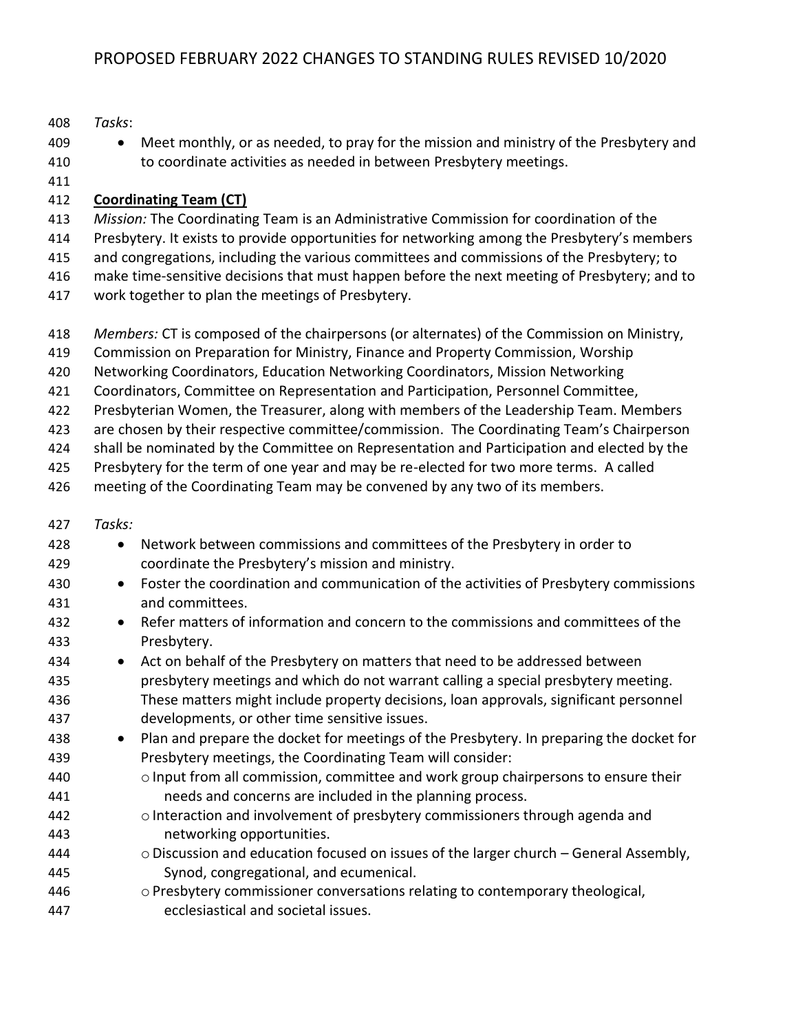*Tasks*:

- Meet monthly, or as needed, to pray for the mission and ministry of the Presbytery and to coordinate activities as needed in between Presbytery meetings.

**Coordinating Team (CT)**

*Mission:* The Coordinating Team is an Administrative Commission for coordination of the Presbytery. It exists to provide opportunities for networking among the Presbytery's members and congregations, including the various committees and commissions of the Presbytery; to make time-sensitive decisions that must happen before the next meeting of Presbytery; and to work together to plan the meetings of Presbytery.

*Members:* CT is composed of the chairpersons (or alternates) of the Commission on Ministry, Commission on Preparation for Ministry, Finance and Property Commission, Worship Networking Coordinators, Education Networking Coordinators, Mission Networking Coordinators, Committee on Representation and Participation, Personnel Committee, Presbyterian Women, the Treasurer, along with members of the Leadership Team. Members are chosen by their respective committee/commission. The Coordinating Team's Chairperson shall be nominated by the Committee on Representation and Participation and elected by the Presbytery for the term of one year and may be re-elected for two more terms. A called meeting of the Coordinating Team may be convened by any two of its members.

*Tasks:*

- Network between commissions and committees of the Presbytery in order to coordinate the Presbytery's mission and ministry.
- Foster the coordination and communication of the activities of Presbytery commissions and committees.
- Refer matters of information and concern to the commissions and committees of the Presbytery.
- Act on behalf of the Presbytery on matters that need to be addressed between presbytery meetings and which do not warrant calling a special presbytery meeting. These matters might include property decisions, loan approvals, significant personnel developments, or other time sensitive issues.
- Plan and prepare the docket for meetings of the Presbytery. In preparing the docket for Presbytery meetings, the Coordinating Team will consider:
  - Input from all commission, committee and work group chairpersons to ensure their needs and concerns are included in the planning process.
  - Interaction and involvement of presbytery commissioners through agenda and networking opportunities.
  - Discussion and education focused on issues of the larger church – General Assembly, Synod, congregational, and ecumenical.
  - Presbytery commissioner conversations relating to contemporary theological, ecclesiastical and societal issues.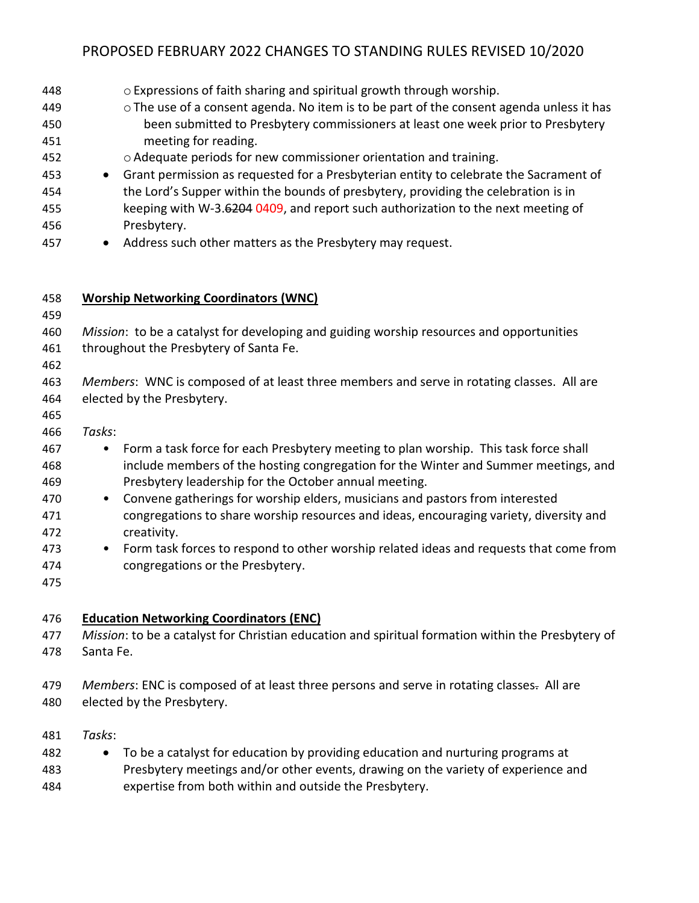- Expressions of faith sharing and spiritual growth through worship.
  - The use of a consent agenda. No item is to be part of the consent agenda unless it has been submitted to Presbytery commissioners at least one week prior to Presbytery meeting for reading.
  - Adequate periods for new commissioner orientation and training.
- Grant permission as requested for a Presbyterian entity to celebrate the Sacrament of the Lord's Supper within the bounds of presbytery, providing the celebration is in keeping with W-3.~~6204~~ 0409, and report such authorization to the next meeting of Presbytery.
- Address such other matters as the Presbytery may request.

**Worship Networking Coordinators (WNC)**

*Mission*: to be a catalyst for developing and guiding worship resources and opportunities throughout the Presbytery of Santa Fe.

*Members*: WNC is composed of at least three members and serve in rotating classes. All are elected by the Presbytery.

*Tasks*:

- Form a task force for each Presbytery meeting to plan worship. This task force shall include members of the hosting congregation for the Winter and Summer meetings, and Presbytery leadership for the October annual meeting.
- Convene gatherings for worship elders, musicians and pastors from interested congregations to share worship resources and ideas, encouraging variety, diversity and creativity.
- Form task forces to respond to other worship related ideas and requests that come from congregations or the Presbytery.

**Education Networking Coordinators (ENC)**

*Mission*: to be a catalyst for Christian education and spiritual formation within the Presbytery of Santa Fe.

*Members*: ENC is composed of at least three persons and serve in rotating classes~~.~~ All are elected by the Presbytery.

*Tasks*:

- To be a catalyst for education by providing education and nurturing programs at Presbytery meetings and/or other events, drawing on the variety of experience and expertise from both within and outside the Presbytery.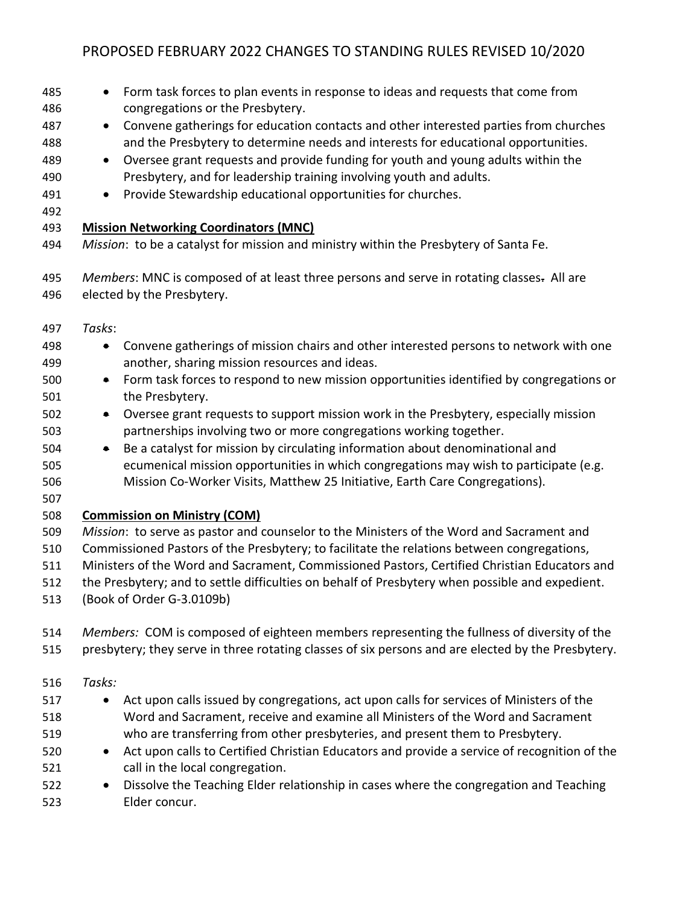- Form task forces to plan events in response to ideas and requests that come from congregations or the Presbytery.
- Convene gatherings for education contacts and other interested parties from churches and the Presbytery to determine needs and interests for educational opportunities.
- Oversee grant requests and provide funding for youth and young adults within the Presbytery, and for leadership training involving youth and adults.
- Provide Stewardship educational opportunities for churches.

**Mission Networking Coordinators (MNC)**

*Mission*: to be a catalyst for mission and ministry within the Presbytery of Santa Fe.

*Members*: MNC is composed of at least three persons and serve in rotating classes. All are elected by the Presbytery.

*Tasks*:

- Convene gatherings of mission chairs and other interested persons to network with one another, sharing mission resources and ideas.
- Form task forces to respond to new mission opportunities identified by congregations or the Presbytery.
- Oversee grant requests to support mission work in the Presbytery, especially mission partnerships involving two or more congregations working together.
- Be a catalyst for mission by circulating information about denominational and ecumenical mission opportunities in which congregations may wish to participate (e.g. Mission Co-Worker Visits, Matthew 25 Initiative, Earth Care Congregations).

**Commission on Ministry (COM)**

*Mission*: to serve as pastor and counselor to the Ministers of the Word and Sacrament and Commissioned Pastors of the Presbytery; to facilitate the relations between congregations, Ministers of the Word and Sacrament, Commissioned Pastors, Certified Christian Educators and the Presbytery; and to settle difficulties on behalf of Presbytery when possible and expedient. (Book of Order G-3.0109b)

*Members:* COM is composed of eighteen members representing the fullness of diversity of the presbytery; they serve in three rotating classes of six persons and are elected by the Presbytery.

*Tasks:*

- Act upon calls issued by congregations, act upon calls for services of Ministers of the Word and Sacrament, receive and examine all Ministers of the Word and Sacrament who are transferring from other presbyteries, and present them to Presbytery.
- Act upon calls to Certified Christian Educators and provide a service of recognition of the call in the local congregation.
- Dissolve the Teaching Elder relationship in cases where the congregation and Teaching Elder concur.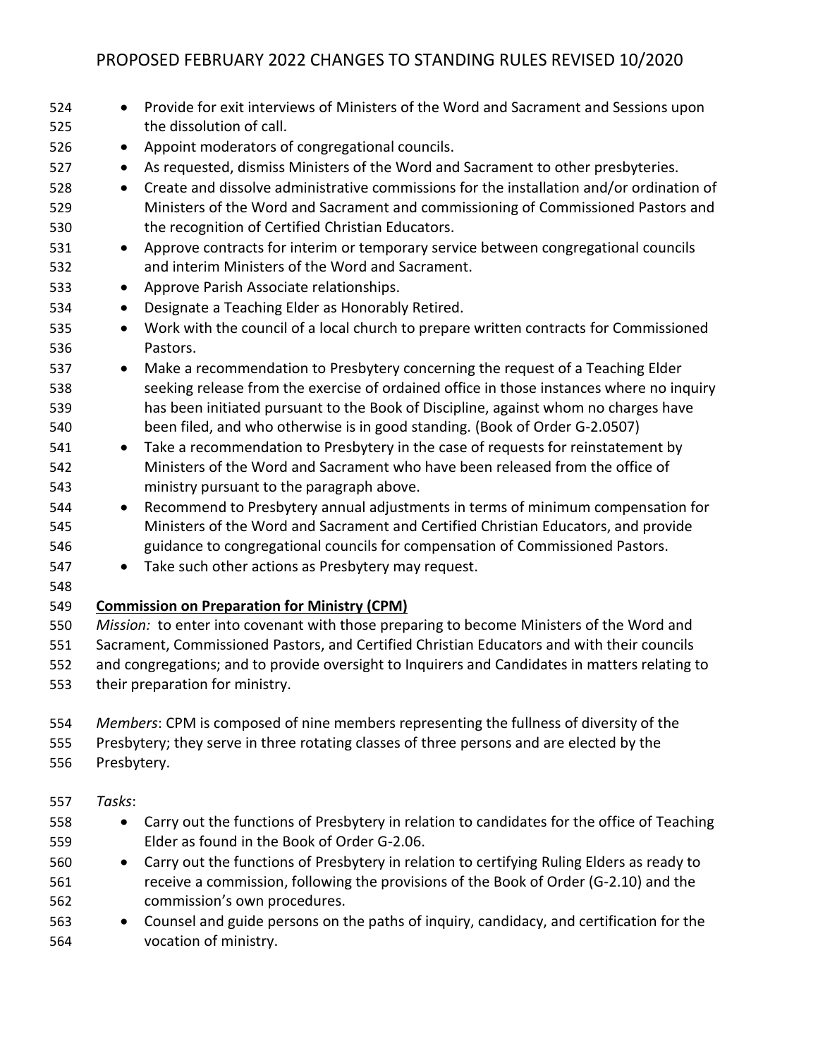- Provide for exit interviews of Ministers of the Word and Sacrament and Sessions upon the dissolution of call.
- Appoint moderators of congregational councils.
- As requested, dismiss Ministers of the Word and Sacrament to other presbyteries.
- Create and dissolve administrative commissions for the installation and/or ordination of Ministers of the Word and Sacrament and commissioning of Commissioned Pastors and the recognition of Certified Christian Educators.
- Approve contracts for interim or temporary service between congregational councils and interim Ministers of the Word and Sacrament.
- Approve Parish Associate relationships.
- Designate a Teaching Elder as Honorably Retired.
- Work with the council of a local church to prepare written contracts for Commissioned Pastors.
- Make a recommendation to Presbytery concerning the request of a Teaching Elder seeking release from the exercise of ordained office in those instances where no inquiry has been initiated pursuant to the Book of Discipline, against whom no charges have been filed, and who otherwise is in good standing. (Book of Order G-2.0507)
- Take a recommendation to Presbytery in the case of requests for reinstatement by Ministers of the Word and Sacrament who have been released from the office of ministry pursuant to the paragraph above.
- Recommend to Presbytery annual adjustments in terms of minimum compensation for Ministers of the Word and Sacrament and Certified Christian Educators, and provide guidance to congregational councils for compensation of Commissioned Pastors.
- Take such other actions as Presbytery may request.

**<u>Commission on Preparation for Ministry (CPM)</u>**

*Mission:* to enter into covenant with those preparing to become Ministers of the Word and Sacrament, Commissioned Pastors, and Certified Christian Educators and with their councils and congregations; and to provide oversight to Inquirers and Candidates in matters relating to their preparation for ministry.

*Members*: CPM is composed of nine members representing the fullness of diversity of the Presbytery; they serve in three rotating classes of three persons and are elected by the Presbytery.

*Tasks*:

- Carry out the functions of Presbytery in relation to candidates for the office of Teaching Elder as found in the Book of Order G-2.06.
- Carry out the functions of Presbytery in relation to certifying Ruling Elders as ready to receive a commission, following the provisions of the Book of Order (G-2.10) and the commission's own procedures.
- Counsel and guide persons on the paths of inquiry, candidacy, and certification for the vocation of ministry.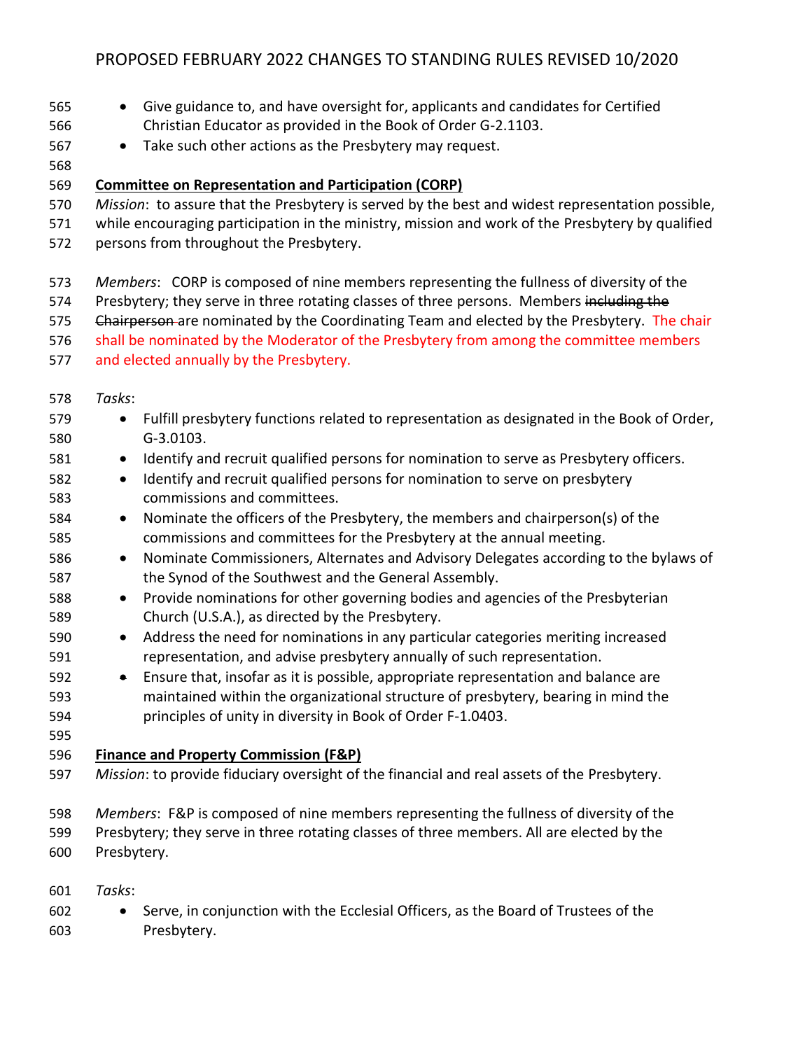- Give guidance to, and have oversight for, applicants and candidates for Certified Christian Educator as provided in the Book of Order G-2.1103.
- Take such other actions as the Presbytery may request.

**Committee on Representation and Participation (CORP)**

*Mission*: to assure that the Presbytery is served by the best and widest representation possible, while encouraging participation in the ministry, mission and work of the Presbytery by qualified persons from throughout the Presbytery.

*Members*: CORP is composed of nine members representing the fullness of diversity of the Presbytery; they serve in three rotating classes of three persons. Members ~~including the Chairperson~~ are nominated by the Coordinating Team and elected by the Presbytery. The chair shall be nominated by the Moderator of the Presbytery from among the committee members and elected annually by the Presbytery.

*Tasks*:

- Fulfill presbytery functions related to representation as designated in the Book of Order, G-3.0103.
- Identify and recruit qualified persons for nomination to serve as Presbytery officers.
- Identify and recruit qualified persons for nomination to serve on presbytery commissions and committees.
- Nominate the officers of the Presbytery, the members and chairperson(s) of the commissions and committees for the Presbytery at the annual meeting.
- Nominate Commissioners, Alternates and Advisory Delegates according to the bylaws of the Synod of the Southwest and the General Assembly.
- Provide nominations for other governing bodies and agencies of the Presbyterian Church (U.S.A.), as directed by the Presbytery.
- Address the need for nominations in any particular categories meriting increased representation, and advise presbytery annually of such representation.
- Ensure that, insofar as it is possible, appropriate representation and balance are maintained within the organizational structure of presbytery, bearing in mind the principles of unity in diversity in Book of Order F-1.0403.

**Finance and Property Commission (F&P)**

*Mission*: to provide fiduciary oversight of the financial and real assets of the Presbytery.

*Members*: F&P is composed of nine members representing the fullness of diversity of the Presbytery; they serve in three rotating classes of three members. All are elected by the Presbytery.

*Tasks*:

- Serve, in conjunction with the Ecclesial Officers, as the Board of Trustees of the Presbytery.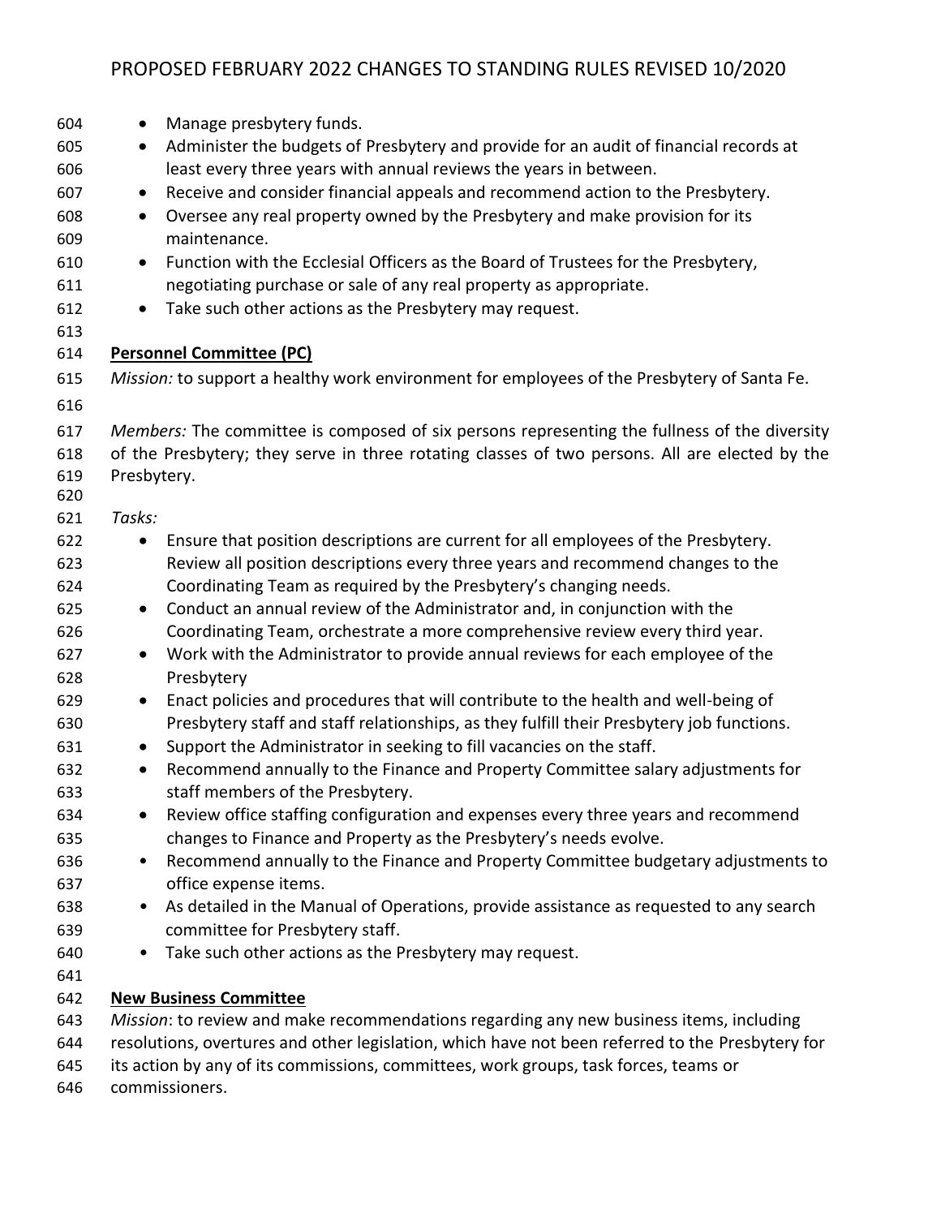- Manage presbytery funds.
- Administer the budgets of Presbytery and provide for an audit of financial records at least every three years with annual reviews the years in between.
- Receive and consider financial appeals and recommend action to the Presbytery.
- Oversee any real property owned by the Presbytery and make provision for its maintenance.
- Function with the Ecclesial Officers as the Board of Trustees for the Presbytery, negotiating purchase or sale of any real property as appropriate.
- Take such other actions as the Presbytery may request.

**Personnel Committee (PC)**

*Mission:* to support a healthy work environment for employees of the Presbytery of Santa Fe.

*Members:* The committee is composed of six persons representing the fullness of the diversity of the Presbytery; they serve in three rotating classes of two persons. All are elected by the Presbytery.

*Tasks:*

- Ensure that position descriptions are current for all employees of the Presbytery. Review all position descriptions every three years and recommend changes to the Coordinating Team as required by the Presbytery's changing needs.
- Conduct an annual review of the Administrator and, in conjunction with the Coordinating Team, orchestrate a more comprehensive review every third year.
- Work with the Administrator to provide annual reviews for each employee of the Presbytery
- Enact policies and procedures that will contribute to the health and well-being of Presbytery staff and staff relationships, as they fulfill their Presbytery job functions.
- Support the Administrator in seeking to fill vacancies on the staff.
- Recommend annually to the Finance and Property Committee salary adjustments for staff members of the Presbytery.
- Review office staffing configuration and expenses every three years and recommend changes to Finance and Property as the Presbytery's needs evolve.
- Recommend annually to the Finance and Property Committee budgetary adjustments to office expense items.
- As detailed in the Manual of Operations, provide assistance as requested to any search committee for Presbytery staff.
- Take such other actions as the Presbytery may request.

**New Business Committee**

*Mission*: to review and make recommendations regarding any new business items, including resolutions, overtures and other legislation, which have not been referred to the Presbytery for its action by any of its commissions, committees, work groups, task forces, teams or commissioners.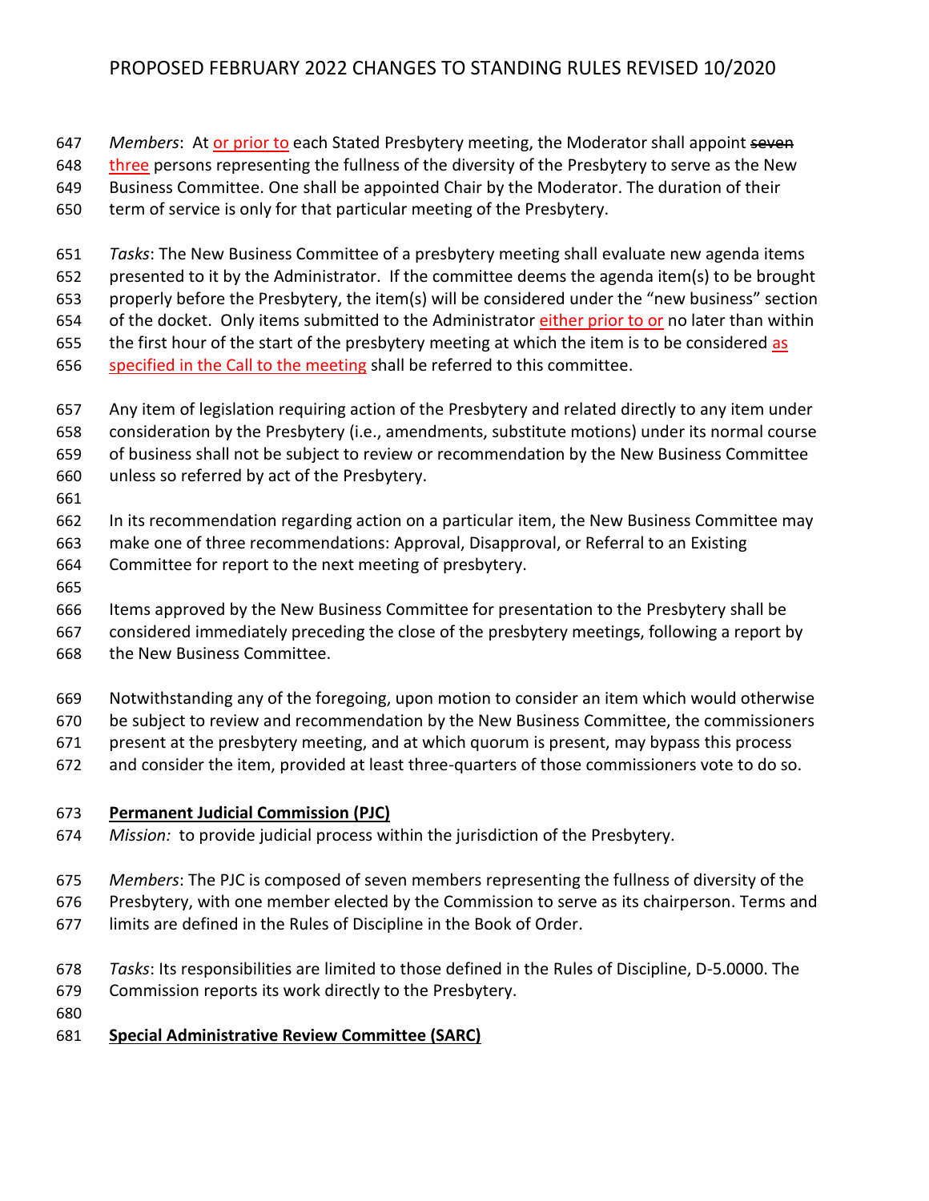*Members*: At ~~~~or prior to each Stated Presbytery meeting, the Moderator shall appoint ~~seven~~ three persons representing the fullness of the diversity of the Presbytery to serve as the New Business Committee. One shall be appointed Chair by the Moderator. The duration of their term of service is only for that particular meeting of the Presbytery.

*Tasks*: The New Business Committee of a presbytery meeting shall evaluate new agenda items presented to it by the Administrator. If the committee deems the agenda item(s) to be brought properly before the Presbytery, the item(s) will be considered under the "new business" section of the docket. Only items submitted to the Administrator either prior to or no later than within the first hour of the start of the presbytery meeting at which the item is to be considered as specified in the Call to the meeting shall be referred to this committee.

Any item of legislation requiring action of the Presbytery and related directly to any item under consideration by the Presbytery (i.e., amendments, substitute motions) under its normal course of business shall not be subject to review or recommendation by the New Business Committee unless so referred by act of the Presbytery.

In its recommendation regarding action on a particular item, the New Business Committee may make one of three recommendations: Approval, Disapproval, or Referral to an Existing Committee for report to the next meeting of presbytery.

Items approved by the New Business Committee for presentation to the Presbytery shall be considered immediately preceding the close of the presbytery meetings, following a report by the New Business Committee.

Notwithstanding any of the foregoing, upon motion to consider an item which would otherwise be subject to review and recommendation by the New Business Committee, the commissioners present at the presbytery meeting, and at which quorum is present, may bypass this process and consider the item, provided at least three-quarters of those commissioners vote to do so.

**Permanent Judicial Commission (PJC)**

*Mission:* to provide judicial process within the jurisdiction of the Presbytery.

*Members*: The PJC is composed of seven members representing the fullness of diversity of the Presbytery, with one member elected by the Commission to serve as its chairperson. Terms and limits are defined in the Rules of Discipline in the Book of Order.

*Tasks*: Its responsibilities are limited to those defined in the Rules of Discipline, D-5.0000. The Commission reports its work directly to the Presbytery.

**Special Administrative Review Committee (SARC)**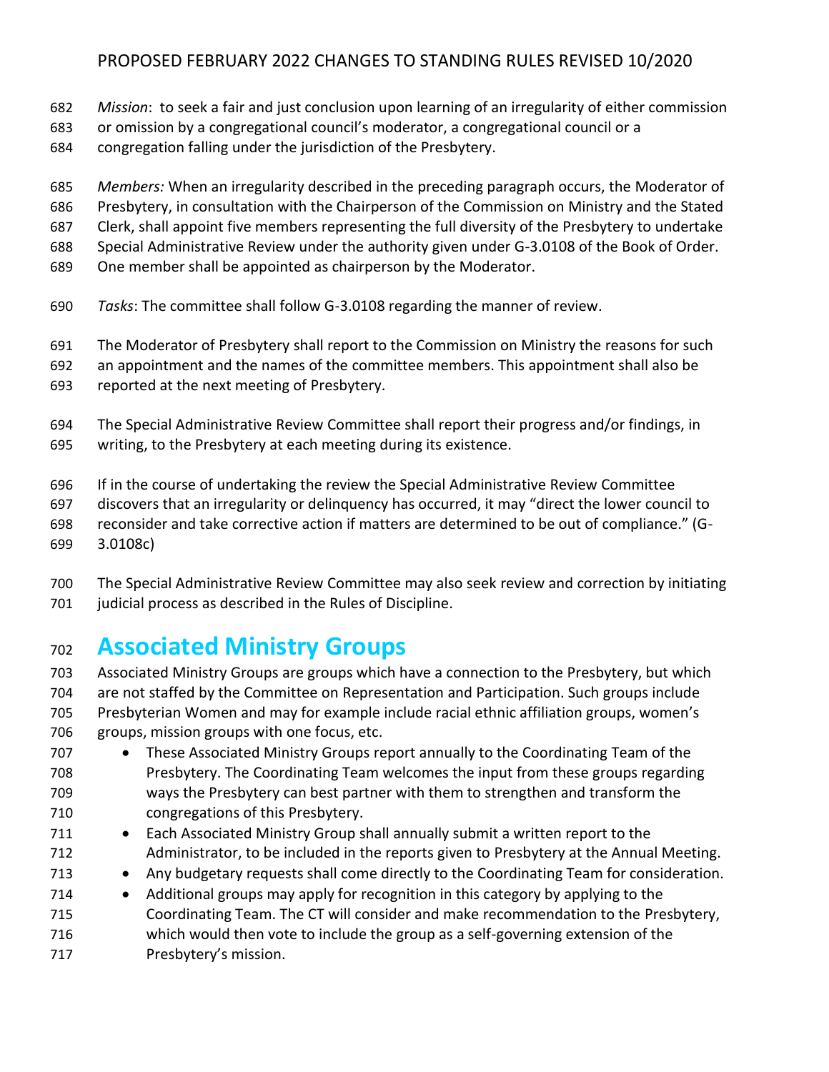*Mission*: to seek a fair and just conclusion upon learning of an irregularity of either commission or omission by a congregational council's moderator, a congregational council or a congregation falling under the jurisdiction of the Presbytery.

*Members:* When an irregularity described in the preceding paragraph occurs, the Moderator of Presbytery, in consultation with the Chairperson of the Commission on Ministry and the Stated Clerk, shall appoint five members representing the full diversity of the Presbytery to undertake Special Administrative Review under the authority given under G-3.0108 of the Book of Order. One member shall be appointed as chairperson by the Moderator.

*Tasks*: The committee shall follow G-3.0108 regarding the manner of review.

The Moderator of Presbytery shall report to the Commission on Ministry the reasons for such an appointment and the names of the committee members. This appointment shall also be reported at the next meeting of Presbytery.

The Special Administrative Review Committee shall report their progress and/or findings, in writing, to the Presbytery at each meeting during its existence.

If in the course of undertaking the review the Special Administrative Review Committee discovers that an irregularity or delinquency has occurred, it may "direct the lower council to reconsider and take corrective action if matters are determined to be out of compliance." (G-3.0108c)

The Special Administrative Review Committee may also seek review and correction by initiating judicial process as described in the Rules of Discipline.

# Associated Ministry Groups

Associated Ministry Groups are groups which have a connection to the Presbytery, but which are not staffed by the Committee on Representation and Participation. Such groups include Presbyterian Women and may for example include racial ethnic affiliation groups, women's groups, mission groups with one focus, etc.

- These Associated Ministry Groups report annually to the Coordinating Team of the Presbytery. The Coordinating Team welcomes the input from these groups regarding ways the Presbytery can best partner with them to strengthen and transform the congregations of this Presbytery.
- Each Associated Ministry Group shall annually submit a written report to the Administrator, to be included in the reports given to Presbytery at the Annual Meeting.
- Any budgetary requests shall come directly to the Coordinating Team for consideration.
- Additional groups may apply for recognition in this category by applying to the Coordinating Team. The CT will consider and make recommendation to the Presbytery, which would then vote to include the group as a self-governing extension of the Presbytery's mission.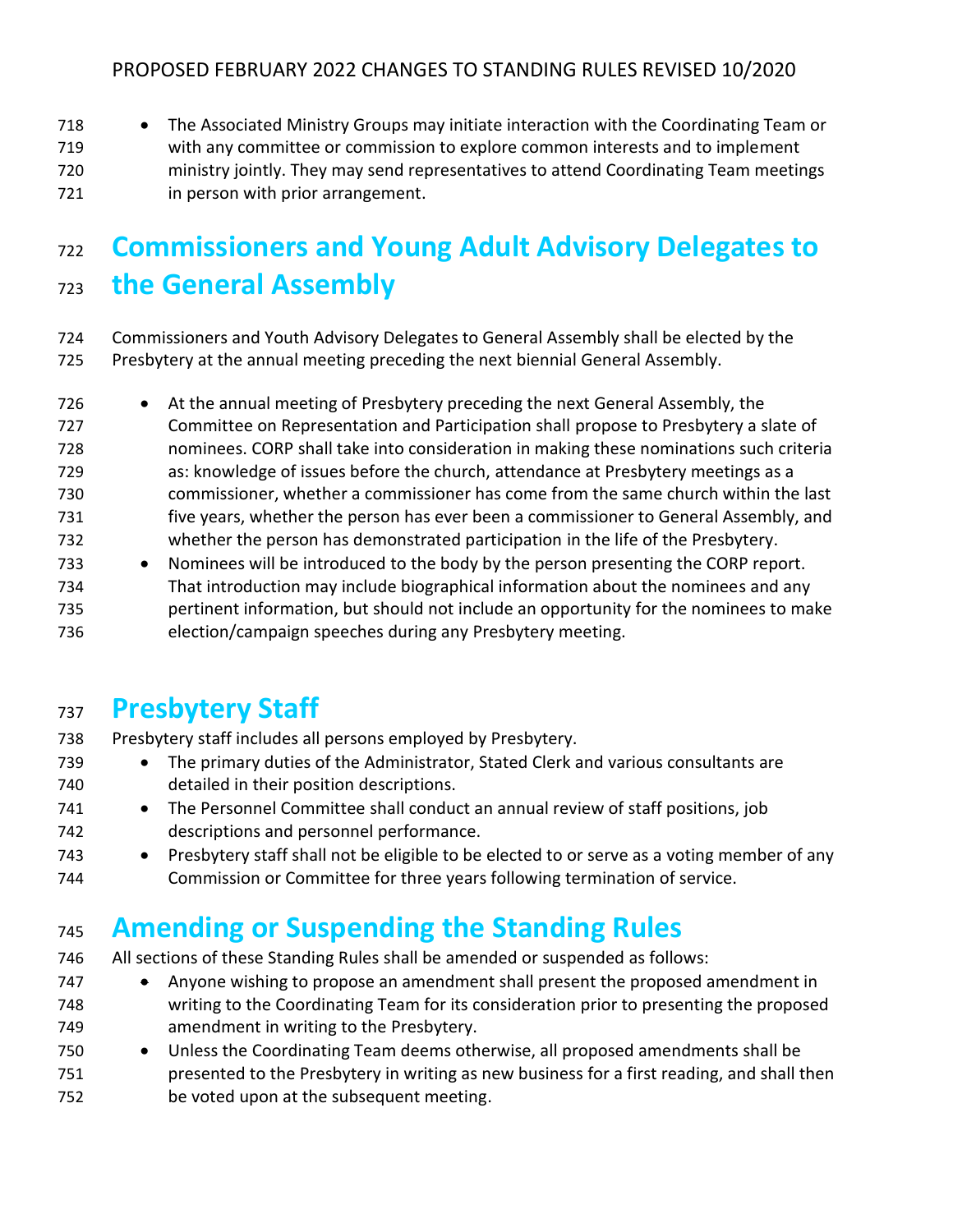- The Associated Ministry Groups may initiate interaction with the Coordinating Team or with any committee or commission to explore common interests and to implement ministry jointly. They may send representatives to attend Coordinating Team meetings in person with prior arrangement.

# Commissioners and Young Adult Advisory Delegates to the General Assembly

Commissioners and Youth Advisory Delegates to General Assembly shall be elected by the Presbytery at the annual meeting preceding the next biennial General Assembly.

- At the annual meeting of Presbytery preceding the next General Assembly, the Committee on Representation and Participation shall propose to Presbytery a slate of nominees. CORP shall take into consideration in making these nominations such criteria as: knowledge of issues before the church, attendance at Presbytery meetings as a commissioner, whether a commissioner has come from the same church within the last five years, whether the person has ever been a commissioner to General Assembly, and whether the person has demonstrated participation in the life of the Presbytery.
- Nominees will be introduced to the body by the person presenting the CORP report. That introduction may include biographical information about the nominees and any pertinent information, but should not include an opportunity for the nominees to make election/campaign speeches during any Presbytery meeting.

# Presbytery Staff

Presbytery staff includes all persons employed by Presbytery.

- The primary duties of the Administrator, Stated Clerk and various consultants are detailed in their position descriptions.
- The Personnel Committee shall conduct an annual review of staff positions, job descriptions and personnel performance.
- Presbytery staff shall not be eligible to be elected to or serve as a voting member of any Commission or Committee for three years following termination of service.

# Amending or Suspending the Standing Rules

All sections of these Standing Rules shall be amended or suspended as follows:

- Anyone wishing to propose an amendment shall present the proposed amendment in writing to the Coordinating Team for its consideration prior to presenting the proposed amendment in writing to the Presbytery.
- Unless the Coordinating Team deems otherwise, all proposed amendments shall be presented to the Presbytery in writing as new business for a first reading, and shall then be voted upon at the subsequent meeting.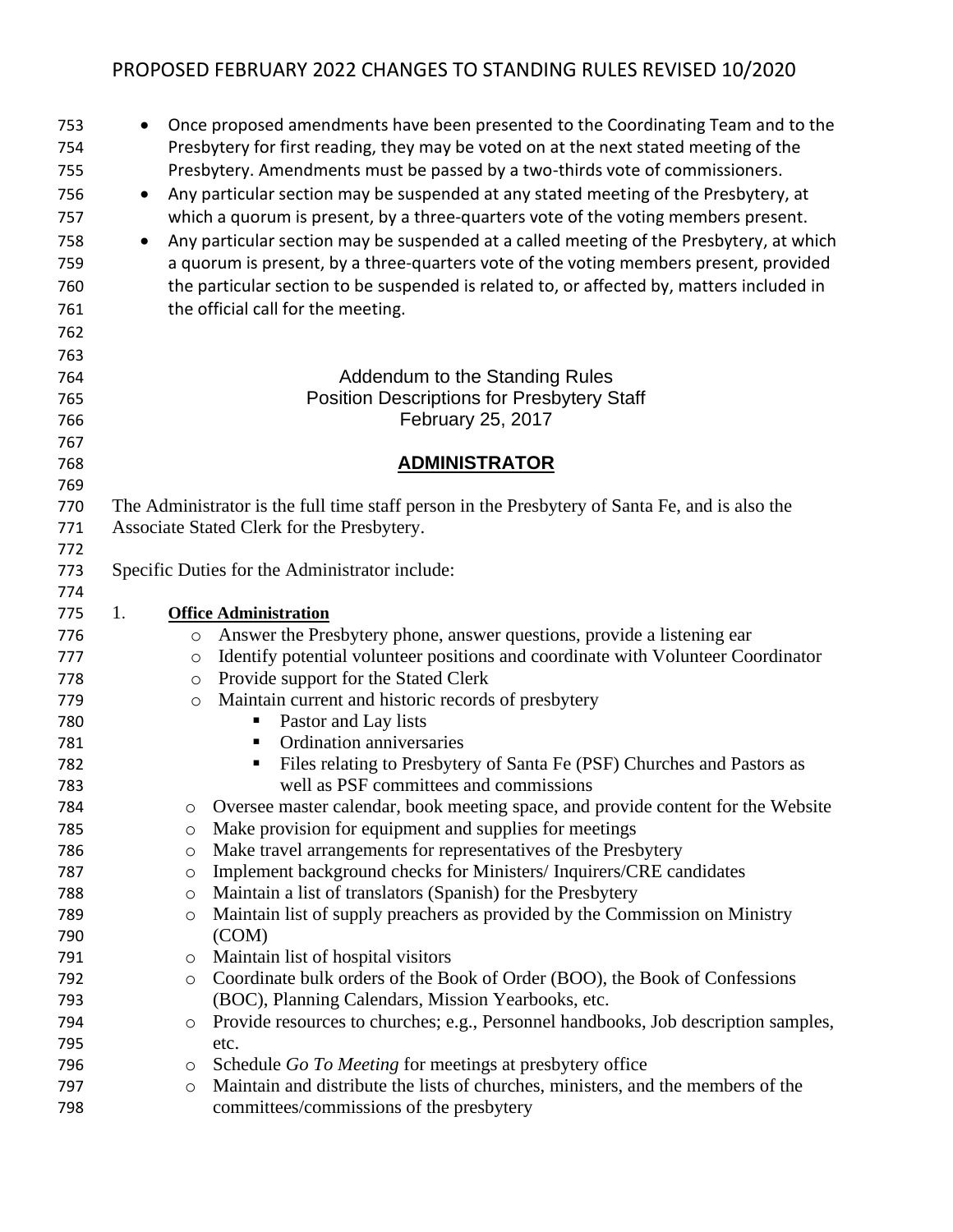- Once proposed amendments have been presented to the Coordinating Team and to the Presbytery for first reading, they may be voted on at the next stated meeting of the Presbytery. Amendments must be passed by a two-thirds vote of commissioners.
- Any particular section may be suspended at any stated meeting of the Presbytery, at which a quorum is present, by a three-quarters vote of the voting members present.
- Any particular section may be suspended at a called meeting of the Presbytery, at which a quorum is present, by a three-quarters vote of the voting members present, provided the particular section to be suspended is related to, or affected by, matters included in the official call for the meeting.

Addendum to the Standing Rules
Position Descriptions for Presbytery Staff
February 25, 2017

## ADMINISTRATOR

The Administrator is the full time staff person in the Presbytery of Santa Fe, and is also the Associate Stated Clerk for the Presbytery.

Specific Duties for the Administrator include:

1. **Office Administration**
   - Answer the Presbytery phone, answer questions, provide a listening ear
   - Identify potential volunteer positions and coordinate with Volunteer Coordinator
   - Provide support for the Stated Clerk
   - Maintain current and historic records of presbytery
     - Pastor and Lay lists
     - Ordination anniversaries
     - Files relating to Presbytery of Santa Fe (PSF) Churches and Pastors as well as PSF committees and commissions
   - Oversee master calendar, book meeting space, and provide content for the Website
   - Make provision for equipment and supplies for meetings
   - Make travel arrangements for representatives of the Presbytery
   - Implement background checks for Ministers/ Inquirers/CRE candidates
   - Maintain a list of translators (Spanish) for the Presbytery
   - Maintain list of supply preachers as provided by the Commission on Ministry (COM)
   - Maintain list of hospital visitors
   - Coordinate bulk orders of the Book of Order (BOO), the Book of Confessions (BOC), Planning Calendars, Mission Yearbooks, etc.
   - Provide resources to churches; e.g., Personnel handbooks, Job description samples, etc.
   - Schedule *Go To Meeting* for meetings at presbytery office
   - Maintain and distribute the lists of churches, ministers, and the members of the committees/commissions of the presbytery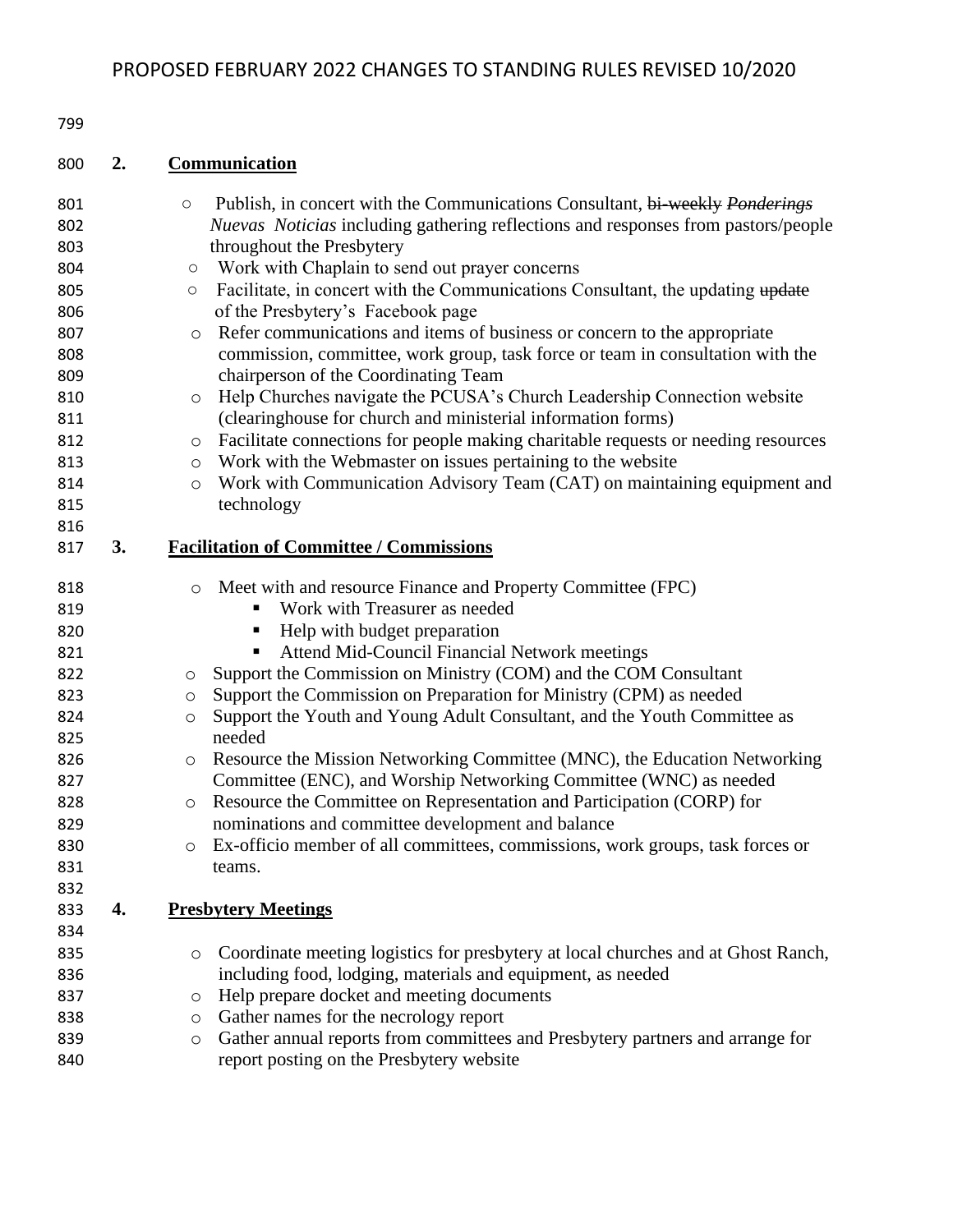**2. Communication**

- Publish, in concert with the Communications Consultant, ~~bi-weekly~~ ~~*Ponderings*~~ *Nuevas Noticias* including gathering reflections and responses from pastors/people throughout the Presbytery
- Work with Chaplain to send out prayer concerns
- Facilitate, in concert with the Communications Consultant, the updating ~~update~~ of the Presbytery's Facebook page
- Refer communications and items of business or concern to the appropriate commission, committee, work group, task force or team in consultation with the chairperson of the Coordinating Team
- Help Churches navigate the PCUSA's Church Leadership Connection website (clearinghouse for church and ministerial information forms)
- Facilitate connections for people making charitable requests or needing resources
- Work with the Webmaster on issues pertaining to the website
- Work with Communication Advisory Team (CAT) on maintaining equipment and technology

**3. Facilitation of Committee / Commissions**

- Meet with and resource Finance and Property Committee (FPC)
  - Work with Treasurer as needed
  - Help with budget preparation
  - Attend Mid-Council Financial Network meetings
- Support the Commission on Ministry (COM) and the COM Consultant
- Support the Commission on Preparation for Ministry (CPM) as needed
- Support the Youth and Young Adult Consultant, and the Youth Committee as needed
- Resource the Mission Networking Committee (MNC), the Education Networking Committee (ENC), and Worship Networking Committee (WNC) as needed
- Resource the Committee on Representation and Participation (CORP) for nominations and committee development and balance
- Ex-officio member of all committees, commissions, work groups, task forces or teams.

**4. Presbytery Meetings**

- Coordinate meeting logistics for presbytery at local churches and at Ghost Ranch, including food, lodging, materials and equipment, as needed
- Help prepare docket and meeting documents
- Gather names for the necrology report
- Gather annual reports from committees and Presbytery partners and arrange for report posting on the Presbytery website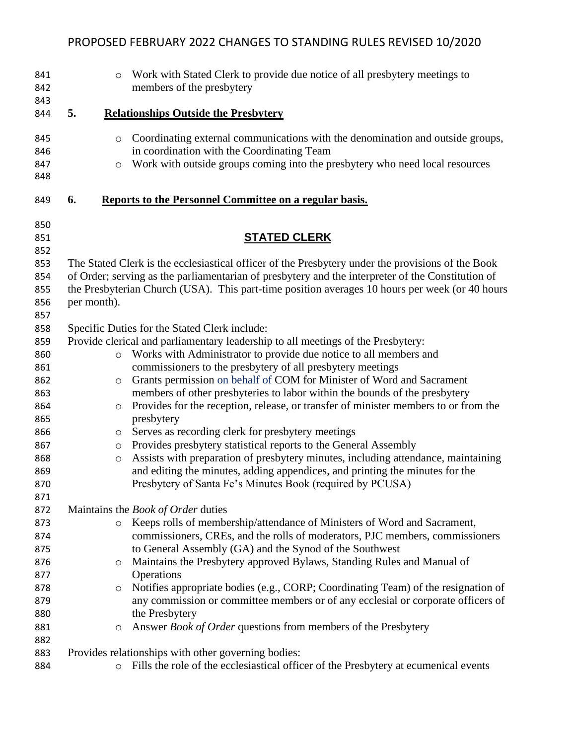- Work with Stated Clerk to provide due notice of all presbytery meetings to members of the presbytery

**5. Relationships Outside the Presbytery**

- Coordinating external communications with the denomination and outside groups, in coordination with the Coordinating Team
- Work with outside groups coming into the presbytery who need local resources

**6. Reports to the Personnel Committee on a regular basis.**

## STATED CLERK

The Stated Clerk is the ecclesiastical officer of the Presbytery under the provisions of the Book of Order; serving as the parliamentarian of presbytery and the interpreter of the Constitution of the Presbyterian Church (USA). This part-time position averages 10 hours per week (or 40 hours per month).

Specific Duties for the Stated Clerk include:

Provide clerical and parliamentary leadership to all meetings of the Presbytery:

- Works with Administrator to provide due notice to all members and commissioners to the presbytery of all presbytery meetings
- Grants permission on behalf of COM for Minister of Word and Sacrament members of other presbyteries to labor within the bounds of the presbytery
- Provides for the reception, release, or transfer of minister members to or from the presbytery
- Serves as recording clerk for presbytery meetings
- Provides presbytery statistical reports to the General Assembly
- Assists with preparation of presbytery minutes, including attendance, maintaining and editing the minutes, adding appendices, and printing the minutes for the Presbytery of Santa Fe's Minutes Book (required by PCUSA)

Maintains the *Book of Order* duties

- Keeps rolls of membership/attendance of Ministers of Word and Sacrament, commissioners, CREs, and the rolls of moderators, PJC members, commissioners to General Assembly (GA) and the Synod of the Southwest
- Maintains the Presbytery approved Bylaws, Standing Rules and Manual of Operations
- Notifies appropriate bodies (e.g., CORP; Coordinating Team) of the resignation of any commission or committee members or of any ecclesial or corporate officers of the Presbytery
- Answer *Book of Order* questions from members of the Presbytery

Provides relationships with other governing bodies:

- Fills the role of the ecclesiastical officer of the Presbytery at ecumenical events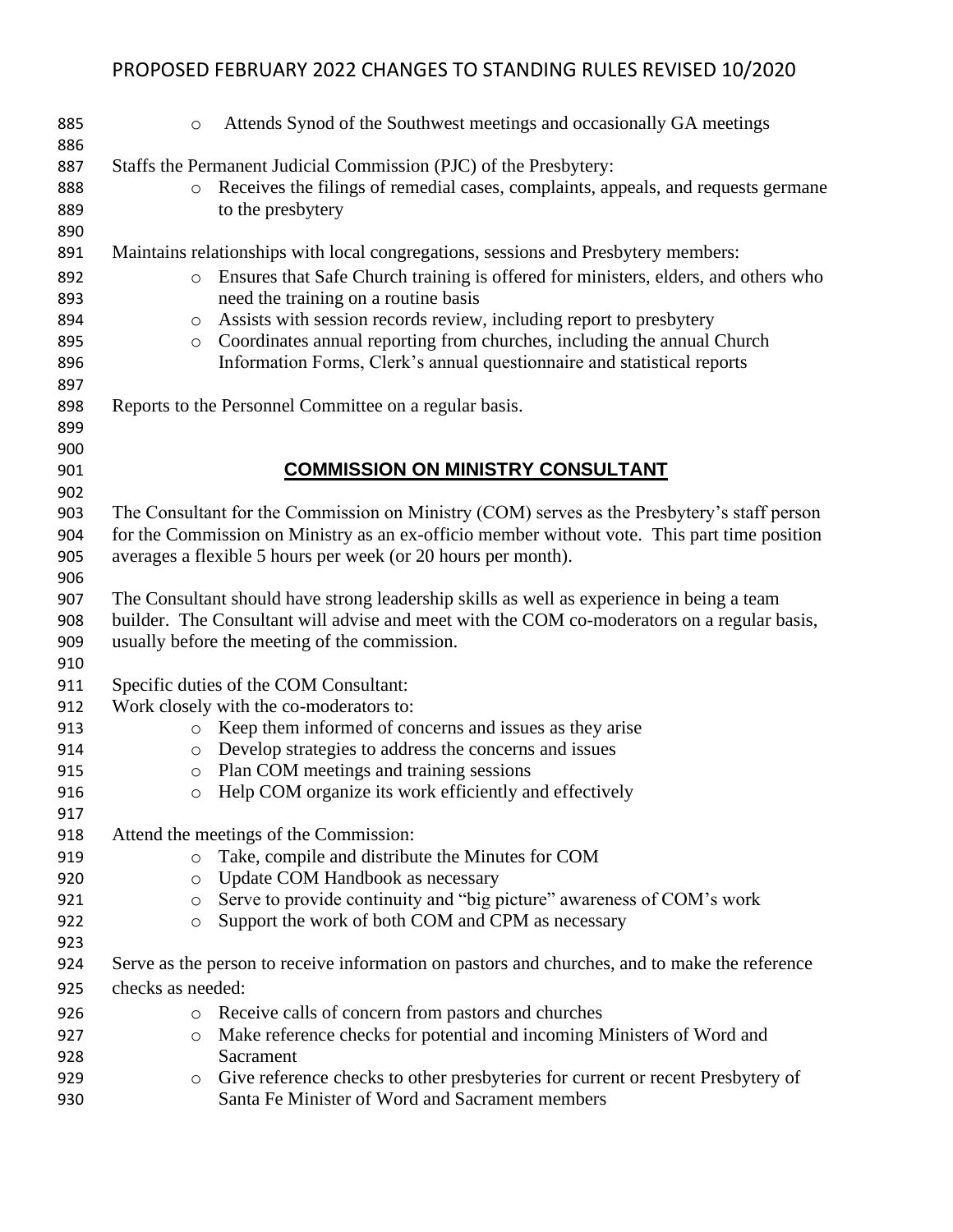- Attends Synod of the Southwest meetings and occasionally GA meetings

Staffs the Permanent Judicial Commission (PJC) of the Presbytery:

- Receives the filings of remedial cases, complaints, appeals, and requests germane to the presbytery

Maintains relationships with local congregations, sessions and Presbytery members:

- Ensures that Safe Church training is offered for ministers, elders, and others who need the training on a routine basis
- Assists with session records review, including report to presbytery
- Coordinates annual reporting from churches, including the annual Church Information Forms, Clerk's annual questionnaire and statistical reports

Reports to the Personnel Committee on a regular basis.

## COMMISSION ON MINISTRY CONSULTANT

The Consultant for the Commission on Ministry (COM) serves as the Presbytery's staff person for the Commission on Ministry as an ex-officio member without vote. This part time position averages a flexible 5 hours per week (or 20 hours per month).

The Consultant should have strong leadership skills as well as experience in being a team builder. The Consultant will advise and meet with the COM co-moderators on a regular basis, usually before the meeting of the commission.

Specific duties of the COM Consultant:

Work closely with the co-moderators to:

- Keep them informed of concerns and issues as they arise
- Develop strategies to address the concerns and issues
- Plan COM meetings and training sessions
- Help COM organize its work efficiently and effectively

Attend the meetings of the Commission:

- Take, compile and distribute the Minutes for COM
- Update COM Handbook as necessary
- Serve to provide continuity and "big picture" awareness of COM's work
- Support the work of both COM and CPM as necessary

Serve as the person to receive information on pastors and churches, and to make the reference checks as needed:

- Receive calls of concern from pastors and churches
- Make reference checks for potential and incoming Ministers of Word and Sacrament
- Give reference checks to other presbyteries for current or recent Presbytery of Santa Fe Minister of Word and Sacrament members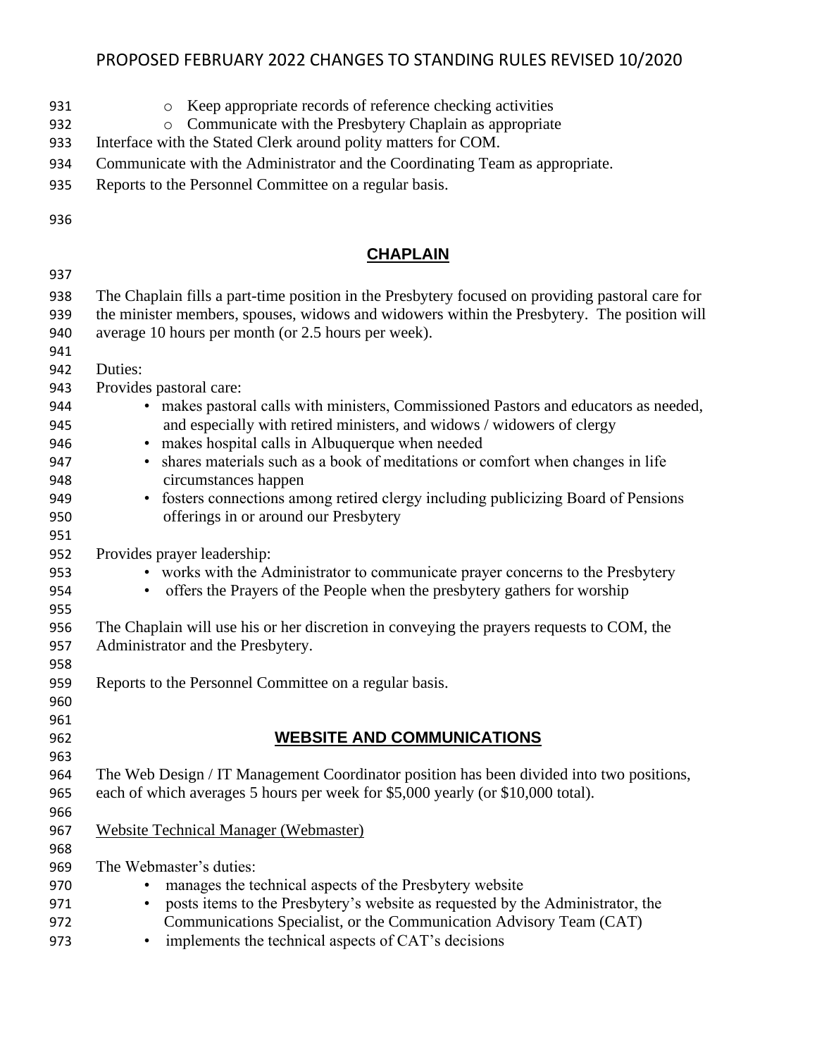- Keep appropriate records of reference checking activities
- Communicate with the Presbytery Chaplain as appropriate

Interface with the Stated Clerk around polity matters for COM.

Communicate with the Administrator and the Coordinating Team as appropriate.

Reports to the Personnel Committee on a regular basis.

## CHAPLAIN

The Chaplain fills a part-time position in the Presbytery focused on providing pastoral care for the minister members, spouses, widows and widowers within the Presbytery. The position will average 10 hours per month (or 2.5 hours per week).

Duties:

Provides pastoral care:

- makes pastoral calls with ministers, Commissioned Pastors and educators as needed, and especially with retired ministers, and widows / widowers of clergy
- makes hospital calls in Albuquerque when needed
- shares materials such as a book of meditations or comfort when changes in life circumstances happen
- fosters connections among retired clergy including publicizing Board of Pensions offerings in or around our Presbytery

Provides prayer leadership:

- works with the Administrator to communicate prayer concerns to the Presbytery
- offers the Prayers of the People when the presbytery gathers for worship

The Chaplain will use his or her discretion in conveying the prayers requests to COM, the Administrator and the Presbytery.

Reports to the Personnel Committee on a regular basis.

## WEBSITE AND COMMUNICATIONS

The Web Design / IT Management Coordinator position has been divided into two positions, each of which averages 5 hours per week for $5,000 yearly (or $10,000 total).

Website Technical Manager (Webmaster)

The Webmaster's duties:

- manages the technical aspects of the Presbytery website
- posts items to the Presbytery's website as requested by the Administrator, the Communications Specialist, or the Communication Advisory Team (CAT)
- implements the technical aspects of CAT's decisions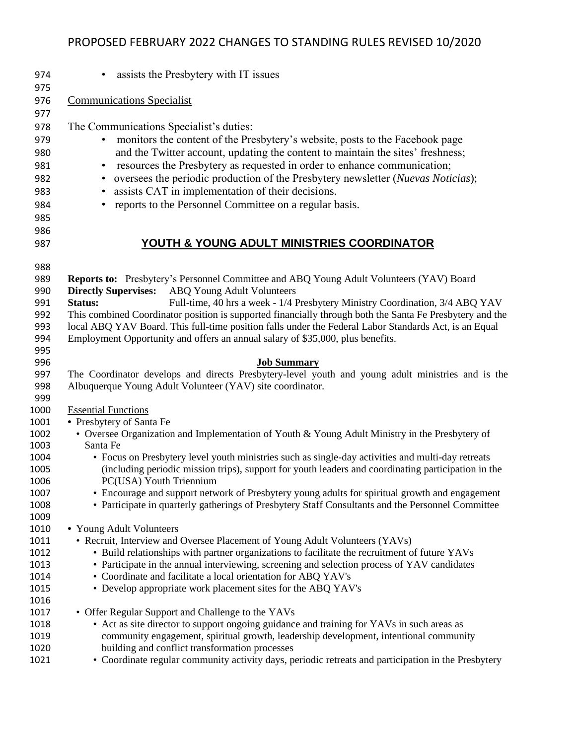- assists the Presbytery with IT issues

Communications Specialist

The Communications Specialist's duties:

- monitors the content of the Presbytery's website, posts to the Facebook page and the Twitter account, updating the content to maintain the sites' freshness;
- resources the Presbytery as requested in order to enhance communication;
- oversees the periodic production of the Presbytery newsletter (*Nuevas Noticias*);
- assists CAT in implementation of their decisions.
- reports to the Personnel Committee on a regular basis.

## YOUTH & YOUNG ADULT MINISTRIES COORDINATOR

**Reports to:** Presbytery's Personnel Committee and ABQ Young Adult Volunteers (YAV) Board
**Directly Supervises:** ABQ Young Adult Volunteers
**Status:** Full-time, 40 hrs a week - 1/4 Presbytery Ministry Coordination, 3/4 ABQ YAV
This combined Coordinator position is supported financially through both the Santa Fe Presbytery and the local ABQ YAV Board. This full-time position falls under the Federal Labor Standards Act, is an Equal Employment Opportunity and offers an annual salary of $35,000, plus benefits.

**Job Summary**

The Coordinator develops and directs Presbytery-level youth and young adult ministries and is the Albuquerque Young Adult Volunteer (YAV) site coordinator.

Essential Functions

- Presbytery of Santa Fe
  - Oversee Organization and Implementation of Youth & Young Adult Ministry in the Presbytery of Santa Fe
    - Focus on Presbytery level youth ministries such as single-day activities and multi-day retreats (including periodic mission trips), support for youth leaders and coordinating participation in the PC(USA) Youth Triennium
    - Encourage and support network of Presbytery young adults for spiritual growth and engagement
    - Participate in quarterly gatherings of Presbytery Staff Consultants and the Personnel Committee

- Young Adult Volunteers
  - Recruit, Interview and Oversee Placement of Young Adult Volunteers (YAVs)
    - Build relationships with partner organizations to facilitate the recruitment of future YAVs
    - Participate in the annual interviewing, screening and selection process of YAV candidates
    - Coordinate and facilitate a local orientation for ABQ YAV's
    - Develop appropriate work placement sites for the ABQ YAV's

  - Offer Regular Support and Challenge to the YAVs
    - Act as site director to support ongoing guidance and training for YAVs in such areas as community engagement, spiritual growth, leadership development, intentional community building and conflict transformation processes
    - Coordinate regular community activity days, periodic retreats and participation in the Presbytery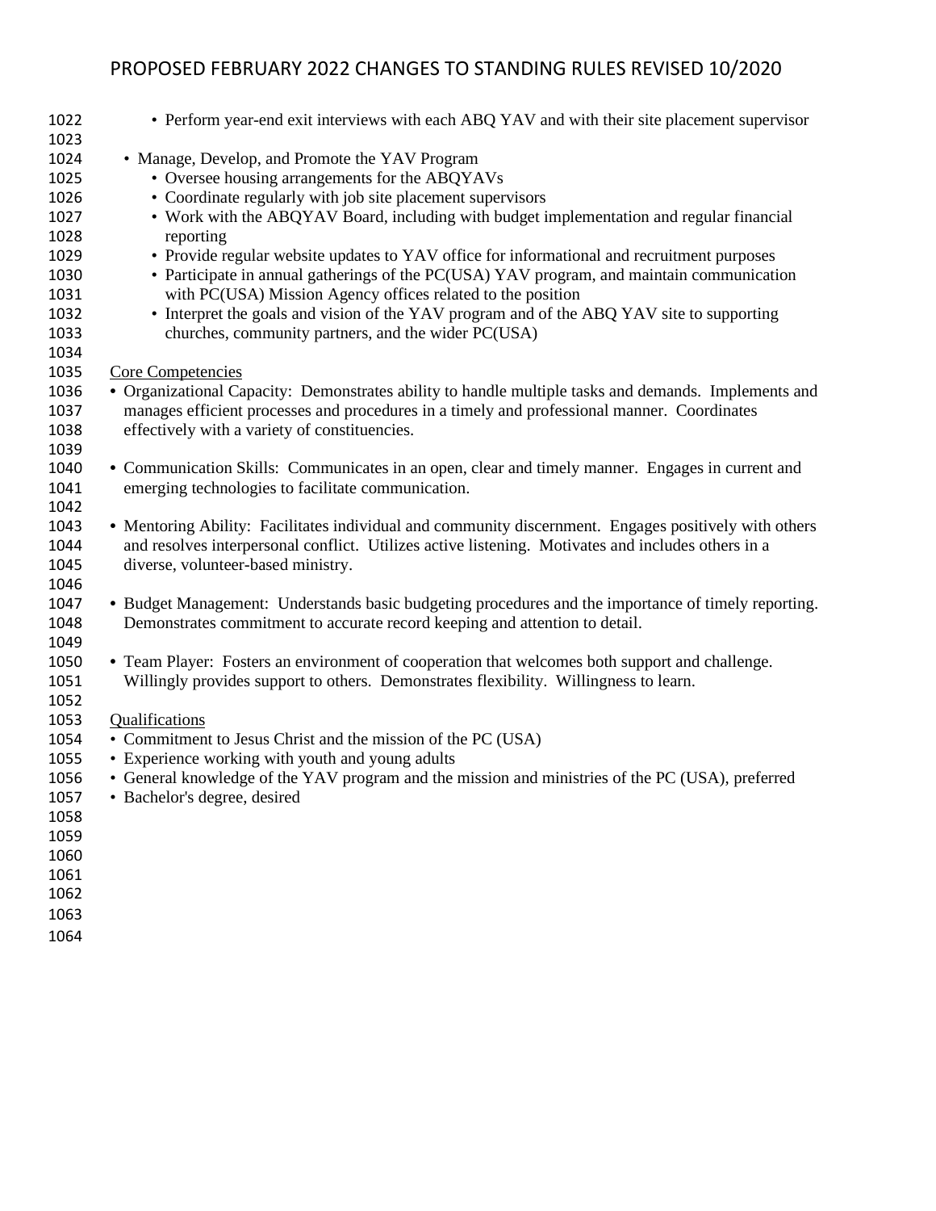- Perform year-end exit interviews with each ABQ YAV and with their site placement supervisor

- Manage, Develop, and Promote the YAV Program
  - Oversee housing arrangements for the ABQYAVs
  - Coordinate regularly with job site placement supervisors
  - Work with the ABQYAV Board, including with budget implementation and regular financial reporting
  - Provide regular website updates to YAV office for informational and recruitment purposes
  - Participate in annual gatherings of the PC(USA) YAV program, and maintain communication with PC(USA) Mission Agency offices related to the position
  - Interpret the goals and vision of the YAV program and of the ABQ YAV site to supporting churches, community partners, and the wider PC(USA)

<u>Core Competencies</u>

- Organizational Capacity: Demonstrates ability to handle multiple tasks and demands. Implements and manages efficient processes and procedures in a timely and professional manner. Coordinates effectively with a variety of constituencies.

- Communication Skills: Communicates in an open, clear and timely manner. Engages in current and emerging technologies to facilitate communication.

- Mentoring Ability: Facilitates individual and community discernment. Engages positively with others and resolves interpersonal conflict. Utilizes active listening. Motivates and includes others in a diverse, volunteer-based ministry.

- Budget Management: Understands basic budgeting procedures and the importance of timely reporting. Demonstrates commitment to accurate record keeping and attention to detail.

- Team Player: Fosters an environment of cooperation that welcomes both support and challenge. Willingly provides support to others. Demonstrates flexibility. Willingness to learn.

<u>Qualifications</u>

- Commitment to Jesus Christ and the mission of the PC (USA)
- Experience working with youth and young adults
- General knowledge of the YAV program and the mission and ministries of the PC (USA), preferred
- Bachelor's degree, desired